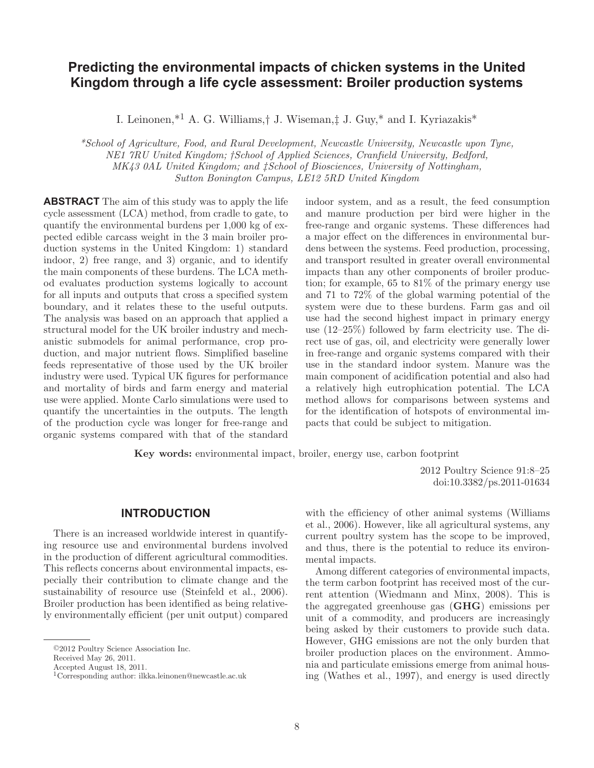# Predicting the environmental impacts of chicken systems in the United Kingdom through a life cycle assessment: Broiler production systems

I. Leinonen,*[1] A. G. Williams,† J. Wiseman,‡ J. Guy,* and I. Kyriazakis*

*School of Agriculture, Food, and Rural Development, Newcastle University, Newcastle upon Tyne, NE1 7RU United Kingdom; †School of Applied Sciences, Cranfield University, Bedford, MK43 0AL United Kingdom; and ‡School of Biosciences, University of Nottingham, Sutton Bonington Campus, LE12 5RD United Kingdom*

**ABSTRACT** The aim of this study was to apply the life cycle assessment (LCA) method, from cradle to gate, to quantify the environmental burdens per 1,000 kg of expected edible carcass weight in the 3 main broiler production systems in the United Kingdom: 1) standard indoor, 2) free range, and 3) organic, and to identify the main components of these burdens. The LCA method evaluates production systems logically to account for all inputs and outputs that cross a specified system boundary, and it relates these to the useful outputs. The analysis was based on an approach that applied a structural model for the UK broiler industry and mechanistic submodels for animal performance, crop production, and major nutrient flows. Simplified baseline feeds representative of those used by the UK broiler industry were used. Typical UK figures for performance and mortality of birds and farm energy and material use were applied. Monte Carlo simulations were used to quantify the uncertainties in the outputs. The length of the production cycle was longer for free-range and organic systems compared with that of the standard indoor system, and as a result, the feed consumption and manure production per bird were higher in the free-range and organic systems. These differences had a major effect on the differences in environmental burdens between the systems. Feed production, processing, and transport resulted in greater overall environmental impacts than any other components of broiler production; for example, 65 to 81% of the primary energy use and 71 to 72% of the global warming potential of the system were due to these burdens. Farm gas and oil use had the second highest impact in primary energy use (12–25%) followed by farm electricity use. The direct use of gas, oil, and electricity were generally lower in free-range and organic systems compared with their use in the standard indoor system. Manure was the main component of acidification potential and also had a relatively high eutrophication potential. The LCA method allows for comparisons between systems and for the identification of hotspots of environmental impacts that could be subject to mitigation.

**Key words:** environmental impact, broiler, energy use, carbon footprint

2012 Poultry Science 91:8–25
doi:10.3382/ps.2011-01634

## INTRODUCTION

There is an increased worldwide interest in quantifying resource use and environmental burdens involved in the production of different agricultural commodities. This reflects concerns about environmental impacts, especially their contribution to climate change and the sustainability of resource use (Steinfeld et al., 2006). Broiler production has been identified as being relatively environmentally efficient (per unit output) compared with the efficiency of other animal systems (Williams et al., 2006). However, like all agricultural systems, any current poultry system has the scope to be improved, and thus, there is the potential to reduce its environmental impacts.

Among different categories of environmental impacts, the term carbon footprint has received most of the current attention (Wiedmann and Minx, 2008). This is the aggregated greenhouse gas (**GHG**) emissions per unit of a commodity, and producers are increasingly being asked by their customers to provide such data. However, GHG emissions are not the only burden that broiler production places on the environment. Ammonia and particulate emissions emerge from animal housing (Wathes et al., 1997), and energy is used directly

©2012 Poultry Science Association Inc.
Received May 26, 2011.
Accepted August 18, 2011.
[1]Corresponding author: ilkka.leinonen@newcastle.ac.uk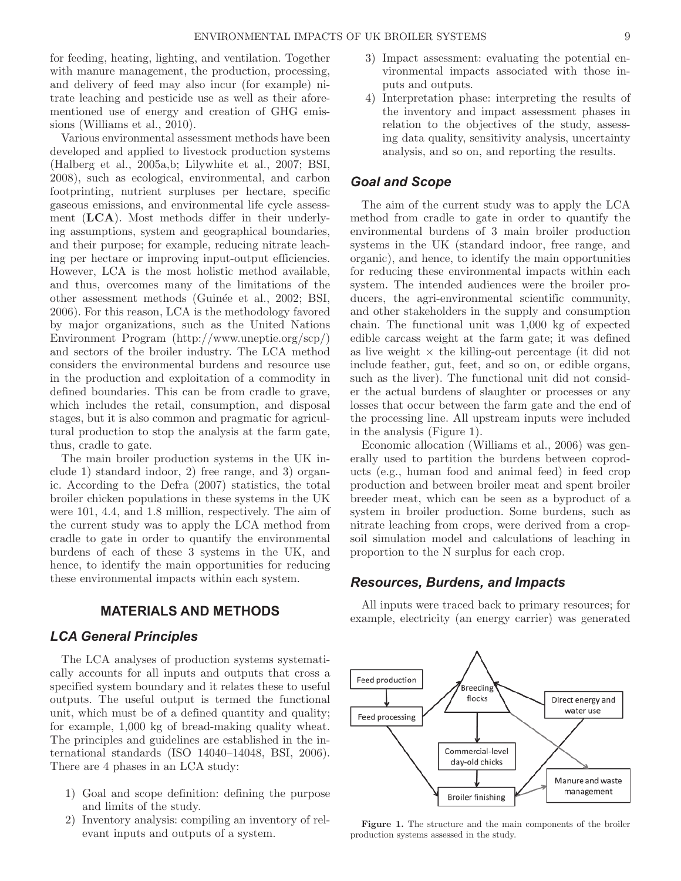for feeding, heating, lighting, and ventilation. Together with manure management, the production, processing, and delivery of feed may also incur (for example) nitrate leaching and pesticide use as well as their aforementioned use of energy and creation of GHG emissions (Williams et al., 2010).

Various environmental assessment methods have been developed and applied to livestock production systems (Halberg et al., 2005a,b; Lilywhite et al., 2007; BSI, 2008), such as ecological, environmental, and carbon footprinting, nutrient surpluses per hectare, specific gaseous emissions, and environmental life cycle assessment (**LCA**). Most methods differ in their underlying assumptions, system and geographical boundaries, and their purpose; for example, reducing nitrate leaching per hectare or improving input-output efficiencies. However, LCA is the most holistic method available, and thus, overcomes many of the limitations of the other assessment methods (Guinée et al., 2002; BSI, 2006). For this reason, LCA is the methodology favored by major organizations, such as the United Nations Environment Program (http://www.uneptie.org/scp/) and sectors of the broiler industry. The LCA method considers the environmental burdens and resource use in the production and exploitation of a commodity in defined boundaries. This can be from cradle to grave, which includes the retail, consumption, and disposal stages, but it is also common and pragmatic for agricultural production to stop the analysis at the farm gate, thus, cradle to gate.

The main broiler production systems in the UK include 1) standard indoor, 2) free range, and 3) organic. According to the Defra (2007) statistics, the total broiler chicken populations in these systems in the UK were 101, 4.4, and 1.8 million, respectively. The aim of the current study was to apply the LCA method from cradle to gate in order to quantify the environmental burdens of each of these 3 systems in the UK, and hence, to identify the main opportunities for reducing these environmental impacts within each system.

## MATERIALS AND METHODS

### LCA General Principles

The LCA analyses of production systems systematically accounts for all inputs and outputs that cross a specified system boundary and it relates these to useful outputs. The useful output is termed the functional unit, which must be of a defined quantity and quality; for example, 1,000 kg of bread-making quality wheat. The principles and guidelines are established in the international standards (ISO 14040–14048, BSI, 2006). There are 4 phases in an LCA study:

1) Goal and scope definition: defining the purpose and limits of the study.
2) Inventory analysis: compiling an inventory of relevant inputs and outputs of a system.
3) Impact assessment: evaluating the potential environmental impacts associated with those inputs and outputs.
4) Interpretation phase: interpreting the results of the inventory and impact assessment phases in relation to the objectives of the study, assessing data quality, sensitivity analysis, uncertainty analysis, and so on, and reporting the results.

### Goal and Scope

The aim of the current study was to apply the LCA method from cradle to gate in order to quantify the environmental burdens of 3 main broiler production systems in the UK (standard indoor, free range, and organic), and hence, to identify the main opportunities for reducing these environmental impacts within each system. The intended audiences were the broiler producers, the agri-environmental scientific community, and other stakeholders in the supply and consumption chain. The functional unit was 1,000 kg of expected edible carcass weight at the farm gate; it was defined as live weight × the killing-out percentage (it did not include feather, gut, feet, and so on, or edible organs, such as the liver). The functional unit did not consider the actual burdens of slaughter or processes or any losses that occur between the farm gate and the end of the processing line. All upstream inputs were included in the analysis (Figure 1).

Economic allocation (Williams et al., 2006) was generally used to partition the burdens between coproducts (e.g., human food and animal feed) in feed crop production and between broiler meat and spent broiler breeder meat, which can be seen as a byproduct of a system in broiler production. Some burdens, such as nitrate leaching from crops, were derived from a crop-soil simulation model and calculations of leaching in proportion to the N surplus for each crop.

### Resources, Burdens, and Impacts

All inputs were traced back to primary resources; for example, electricity (an energy carrier) was generated

**Figure 1.** The structure and the main components of the broiler production systems assessed in the study.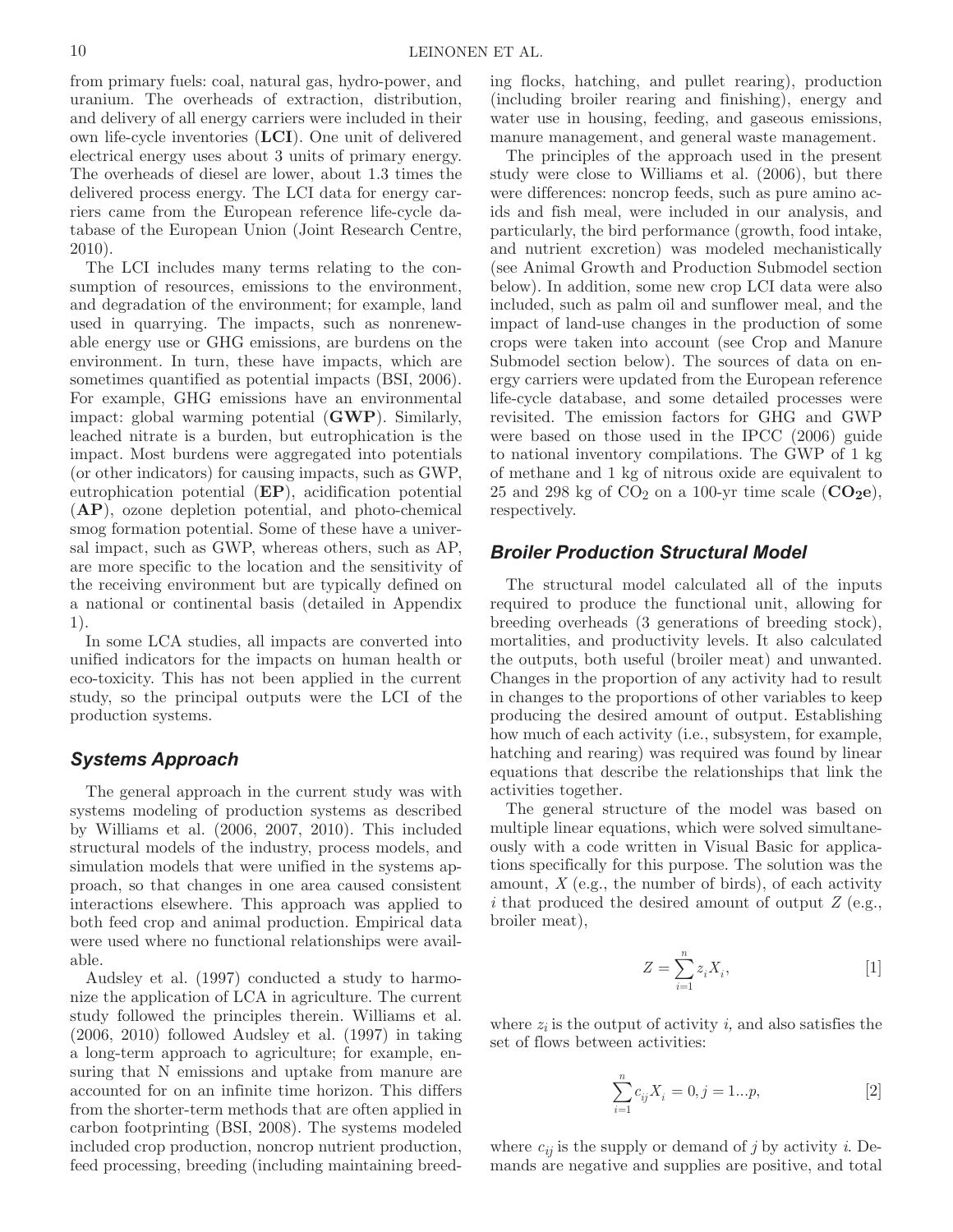from primary fuels: coal, natural gas, hydro-power, and uranium. The overheads of extraction, distribution, and delivery of all energy carriers were included in their own life-cycle inventories (**LCI**). One unit of delivered electrical energy uses about 3 units of primary energy. The overheads of diesel are lower, about 1.3 times the delivered process energy. The LCI data for energy carriers came from the European reference life-cycle database of the European Union (Joint Research Centre, 2010).

The LCI includes many terms relating to the consumption of resources, emissions to the environment, and degradation of the environment; for example, land used in quarrying. The impacts, such as nonrenewable energy use or GHG emissions, are burdens on the environment. In turn, these have impacts, which are sometimes quantified as potential impacts (BSI, 2006). For example, GHG emissions have an environmental impact: global warming potential (**GWP**). Similarly, leached nitrate is a burden, but eutrophication is the impact. Most burdens were aggregated into potentials (or other indicators) for causing impacts, such as GWP, eutrophication potential (**EP**), acidification potential (**AP**), ozone depletion potential, and photo-chemical smog formation potential. Some of these have a universal impact, such as GWP, whereas others, such as AP, are more specific to the location and the sensitivity of the receiving environment but are typically defined on a national or continental basis (detailed in Appendix 1).

In some LCA studies, all impacts are converted into unified indicators for the impacts on human health or eco-toxicity. This has not been applied in the current study, so the principal outputs were the LCI of the production systems.

## Systems Approach

The general approach in the current study was with systems modeling of production systems as described by Williams et al. (2006, 2007, 2010). This included structural models of the industry, process models, and simulation models that were unified in the systems approach, so that changes in one area caused consistent interactions elsewhere. This approach was applied to both feed crop and animal production. Empirical data were used where no functional relationships were available.

Audsley et al. (1997) conducted a study to harmonize the application of LCA in agriculture. The current study followed the principles therein. Williams et al. (2006, 2010) followed Audsley et al. (1997) in taking a long-term approach to agriculture; for example, ensuring that N emissions and uptake from manure are accounted for on an infinite time horizon. This differs from the shorter-term methods that are often applied in carbon footprinting (BSI, 2008). The systems modeled included crop production, noncrop nutrient production, feed processing, breeding (including maintaining breeding flocks, hatching, and pullet rearing), production (including broiler rearing and finishing), energy and water use in housing, feeding, and gaseous emissions, manure management, and general waste management.

The principles of the approach used in the present study were close to Williams et al. (2006), but there were differences: noncrop feeds, such as pure amino acids and fish meal, were included in our analysis, and particularly, the bird performance (growth, food intake, and nutrient excretion) was modeled mechanistically (see Animal Growth and Production Submodel section below). In addition, some new crop LCI data were also included, such as palm oil and sunflower meal, and the impact of land-use changes in the production of some crops were taken into account (see Crop and Manure Submodel section below). The sources of data on energy carriers were updated from the European reference life-cycle database, and some detailed processes were revisited. The emission factors for GHG and GWP were based on those used in the IPCC (2006) guide to national inventory compilations. The GWP of 1 kg of methane and 1 kg of nitrous oxide are equivalent to 25 and 298 kg of $CO_2$ on a 100-yr time scale (**$CO_2$e**), respectively.

## Broiler Production Structural Model

The structural model calculated all of the inputs required to produce the functional unit, allowing for breeding overheads (3 generations of breeding stock), mortalities, and productivity levels. It also calculated the outputs, both useful (broiler meat) and unwanted. Changes in the proportion of any activity had to result in changes to the proportions of other variables to keep producing the desired amount of output. Establishing how much of each activity (i.e., subsystem, for example, hatching and rearing) was required was found by linear equations that describe the relationships that link the activities together.

The general structure of the model was based on multiple linear equations, which were solved simultaneously with a code written in Visual Basic for applications specifically for this purpose. The solution was the amount, $X$ (e.g., the number of birds), of each activity $i$ that produced the desired amount of output $Z$ (e.g., broiler meat),

$$Z = \sum_{i=1}^{n} z_i X_i, \tag{1}$$

where $z_i$ is the output of activity $i$, and also satisfies the set of flows between activities:

$$\sum_{i=1}^{n} c_{ij} X_i = 0, j = 1...p, \tag{2}$$

where $c_{ij}$ is the supply or demand of $j$ by activity $i$. Demands are negative and supplies are positive, and total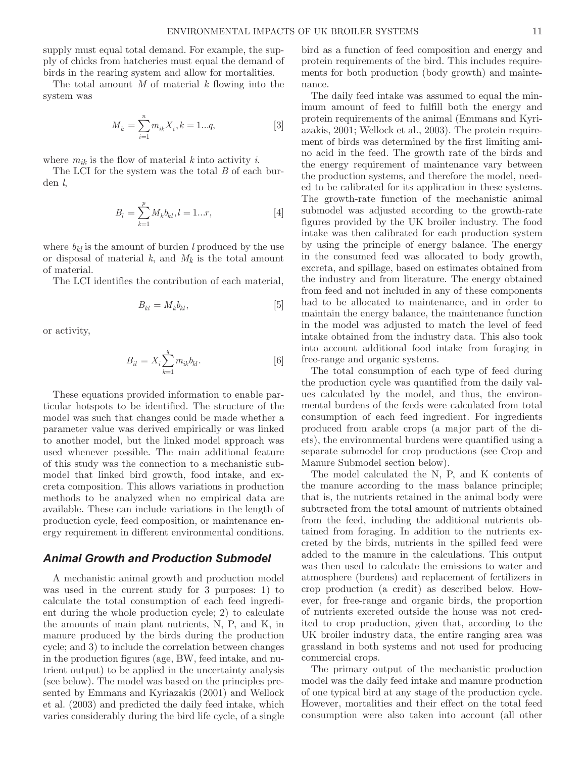supply must equal total demand. For example, the supply of chicks from hatcheries must equal the demand of birds in the rearing system and allow for mortalities.

The total amount $M$ of material $k$ flowing into the system was

$$M_k = \sum_{i=1}^{n} m_{ik} X_i, k = 1...q, \quad [3]$$

where $m_{ik}$ is the flow of material $k$ into activity $i$.

The LCI for the system was the total $B$ of each burden $l$,

$$B_l = \sum_{k=1}^{p} M_k b_{kl}, l = 1...r, \quad [4]$$

where $b_{kl}$ is the amount of burden $l$ produced by the use or disposal of material $k$, and $M_k$ is the total amount of material.

The LCI identifies the contribution of each material,

$$B_{kl} = M_k b_{kl}, \quad [5]$$

or activity,

$$B_{il} = X_i \sum_{k=1}^{q} m_{ik} b_{kl}. \quad [6]$$

These equations provided information to enable particular hotspots to be identified. The structure of the model was such that changes could be made whether a parameter value was derived empirically or was linked to another model, but the linked model approach was used whenever possible. The main additional feature of this study was the connection to a mechanistic submodel that linked bird growth, food intake, and excreta composition. This allows variations in production methods to be analyzed when no empirical data are available. These can include variations in the length of production cycle, feed composition, or maintenance energy requirement in different environmental conditions.

## Animal Growth and Production Submodel

A mechanistic animal growth and production model was used in the current study for 3 purposes: 1) to calculate the total consumption of each feed ingredient during the whole production cycle; 2) to calculate the amounts of main plant nutrients, N, P, and K, in manure produced by the birds during the production cycle; and 3) to include the correlation between changes in the production figures (age, BW, feed intake, and nutrient output) to be applied in the uncertainty analysis (see below). The model was based on the principles presented by Emmans and Kyriazakis (2001) and Wellock et al. (2003) and predicted the daily feed intake, which varies considerably during the bird life cycle, of a single bird as a function of feed composition and energy and protein requirements of the bird. This includes requirements for both production (body growth) and maintenance.

The daily feed intake was assumed to equal the minimum amount of feed to fulfill both the energy and protein requirements of the animal (Emmans and Kyriazakis, 2001; Wellock et al., 2003). The protein requirement of birds was determined by the first limiting amino acid in the feed. The growth rate of the birds and the energy requirement of maintenance vary between the production systems, and therefore the model, needed to be calibrated for its application in these systems. The growth-rate function of the mechanistic animal submodel was adjusted according to the growth-rate figures provided by the UK broiler industry. The food intake was then calibrated for each production system by using the principle of energy balance. The energy in the consumed feed was allocated to body growth, excreta, and spillage, based on estimates obtained from the industry and from literature. The energy obtained from feed and not included in any of these components had to be allocated to maintenance, and in order to maintain the energy balance, the maintenance function in the model was adjusted to match the level of feed intake obtained from the industry data. This also took into account additional food intake from foraging in free-range and organic systems.

The total consumption of each type of feed during the production cycle was quantified from the daily values calculated by the model, and thus, the environmental burdens of the feeds were calculated from total consumption of each feed ingredient. For ingredients produced from arable crops (a major part of the diets), the environmental burdens were quantified using a separate submodel for crop productions (see Crop and Manure Submodel section below).

The model calculated the N, P, and K contents of the manure according to the mass balance principle; that is, the nutrients retained in the animal body were subtracted from the total amount of nutrients obtained from the feed, including the additional nutrients obtained from foraging. In addition to the nutrients excreted by the birds, nutrients in the spilled feed were added to the manure in the calculations. This output was then used to calculate the emissions to water and atmosphere (burdens) and replacement of fertilizers in crop production (a credit) as described below. However, for free-range and organic birds, the proportion of nutrients excreted outside the house was not credited to crop production, given that, according to the UK broiler industry data, the entire ranging area was grassland in both systems and not used for producing commercial crops.

The primary output of the mechanistic production model was the daily feed intake and manure production of one typical bird at any stage of the production cycle. However, mortalities and their effect on the total feed consumption were also taken into account (all other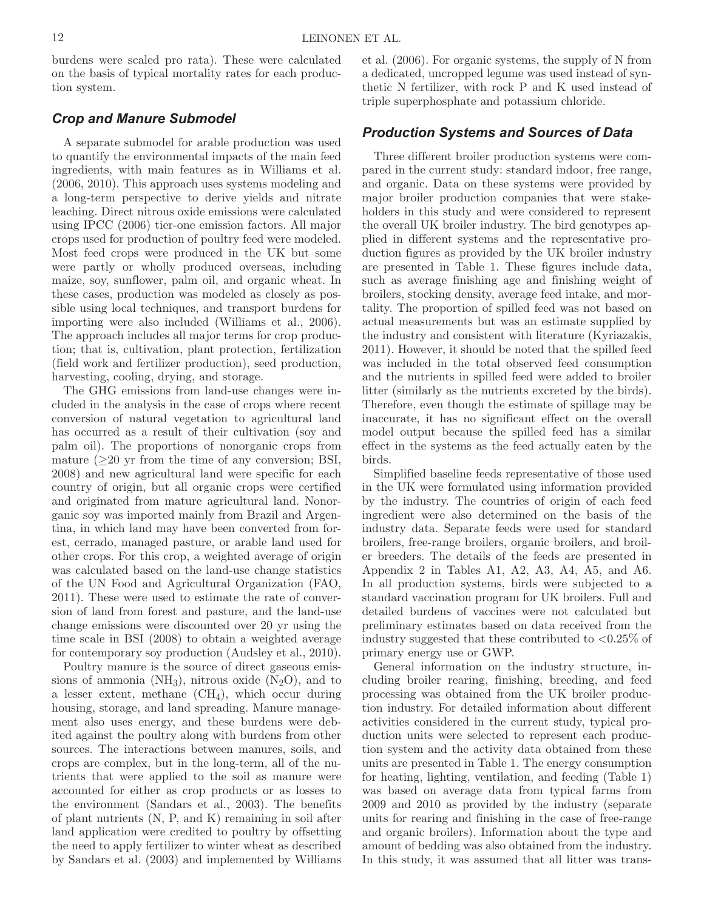burdens were scaled pro rata). These were calculated on the basis of typical mortality rates for each production system.

## Crop and Manure Submodel

A separate submodel for arable production was used to quantify the environmental impacts of the main feed ingredients, with main features as in Williams et al. (2006, 2010). This approach uses systems modeling and a long-term perspective to derive yields and nitrate leaching. Direct nitrous oxide emissions were calculated using IPCC (2006) tier-one emission factors. All major crops used for production of poultry feed were modeled. Most feed crops were produced in the UK but some were partly or wholly produced overseas, including maize, soy, sunflower, palm oil, and organic wheat. In these cases, production was modeled as closely as possible using local techniques, and transport burdens for importing were also included (Williams et al., 2006). The approach includes all major terms for crop production; that is, cultivation, plant protection, fertilization (field work and fertilizer production), seed production, harvesting, cooling, drying, and storage.

The GHG emissions from land-use changes were included in the analysis in the case of crops where recent conversion of natural vegetation to agricultural land has occurred as a result of their cultivation (soy and palm oil). The proportions of nonorganic crops from mature ($\geq$20 yr from the time of any conversion; BSI, 2008) and new agricultural land were specific for each country of origin, but all organic crops were certified and originated from mature agricultural land. Nonorganic soy was imported mainly from Brazil and Argentina, in which land may have been converted from forest, cerrado, managed pasture, or arable land used for other crops. For this crop, a weighted average of origin was calculated based on the land-use change statistics of the UN Food and Agricultural Organization (FAO, 2011). These were used to estimate the rate of conversion of land from forest and pasture, and the land-use change emissions were discounted over 20 yr using the time scale in BSI (2008) to obtain a weighted average for contemporary soy production (Audsley et al., 2010).

Poultry manure is the source of direct gaseous emissions of ammonia ($NH_3$), nitrous oxide ($N_2O$), and to a lesser extent, methane ($CH_4$), which occur during housing, storage, and land spreading. Manure management also uses energy, and these burdens were debited against the poultry along with burdens from other sources. The interactions between manures, soils, and crops are complex, but in the long-term, all of the nutrients that were applied to the soil as manure were accounted for either as crop products or as losses to the environment (Sandars et al., 2003). The benefits of plant nutrients (N, P, and K) remaining in soil after land application were credited to poultry by offsetting the need to apply fertilizer to winter wheat as described by Sandars et al. (2003) and implemented by Williams et al. (2006). For organic systems, the supply of N from a dedicated, uncropped legume was used instead of synthetic N fertilizer, with rock P and K used instead of triple superphosphate and potassium chloride.

## Production Systems and Sources of Data

Three different broiler production systems were compared in the current study: standard indoor, free range, and organic. Data on these systems were provided by major broiler production companies that were stakeholders in this study and were considered to represent the overall UK broiler industry. The bird genotypes applied in different systems and the representative production figures as provided by the UK broiler industry are presented in Table 1. These figures include data, such as average finishing age and finishing weight of broilers, stocking density, average feed intake, and mortality. The proportion of spilled feed was not based on actual measurements but was an estimate supplied by the industry and consistent with literature (Kyriazakis, 2011). However, it should be noted that the spilled feed was included in the total observed feed consumption and the nutrients in spilled feed were added to broiler litter (similarly as the nutrients excreted by the birds). Therefore, even though the estimate of spillage may be inaccurate, it has no significant effect on the overall model output because the spilled feed has a similar effect in the systems as the feed actually eaten by the birds.

Simplified baseline feeds representative of those used in the UK were formulated using information provided by the industry. The countries of origin of each feed ingredient were also determined on the basis of the industry data. Separate feeds were used for standard broilers, free-range broilers, organic broilers, and broiler breeders. The details of the feeds are presented in Appendix 2 in Tables A1, A2, A3, A4, A5, and A6. In all production systems, birds were subjected to a standard vaccination program for UK broilers. Full and detailed burdens of vaccines were not calculated but preliminary estimates based on data received from the industry suggested that these contributed to <0.25% of primary energy use or GWP.

General information on the industry structure, including broiler rearing, finishing, breeding, and feed processing was obtained from the UK broiler production industry. For detailed information about different activities considered in the current study, typical production units were selected to represent each production system and the activity data obtained from these units are presented in Table 1. The energy consumption for heating, lighting, ventilation, and feeding (Table 1) was based on average data from typical farms from 2009 and 2010 as provided by the industry (separate units for rearing and finishing in the case of free-range and organic broilers). Information about the type and amount of bedding was also obtained from the industry. In this study, it was assumed that all litter was trans-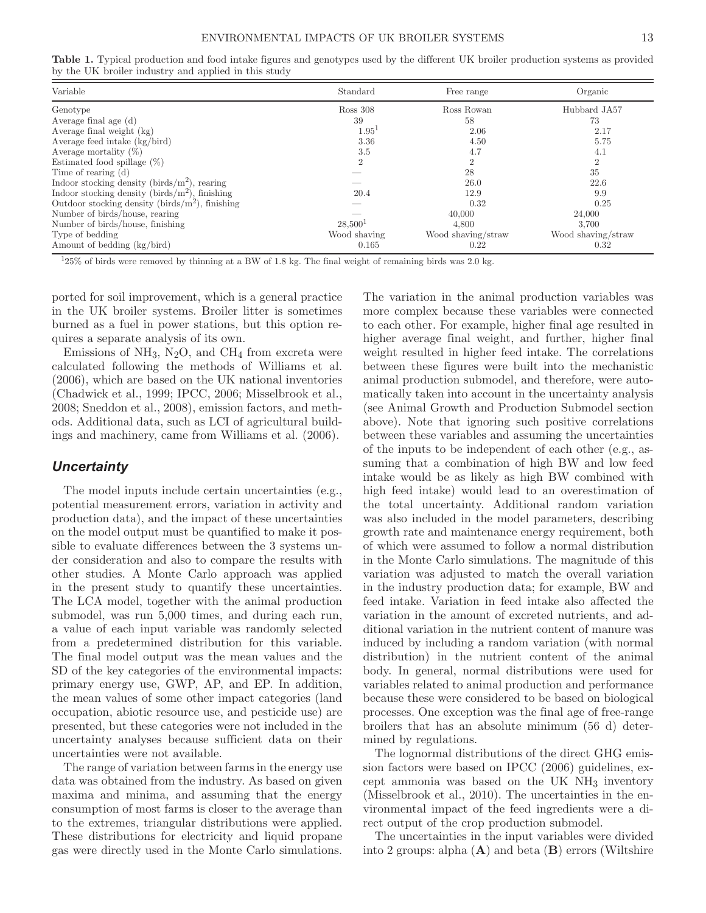**Table 1.** Typical production and food intake figures and genotypes used by the different UK broiler production systems as provided by the UK broiler industry and applied in this study

| Variable | Standard | Free range | Organic |
|---|---|---|---|
| Genotype | Ross 308 | Ross Rowan | Hubbard JA57 |
| Average final age (d) | 39 | 58 | 73 |
| Average final weight (kg) | 1.95[1] | 2.06 | 2.17 |
| Average feed intake (kg/bird) | 3.36 | 4.50 | 5.75 |
| Average mortality (%) | 3.5 | 4.7 | 4.1 |
| Estimated food spillage (%) | 2 | 2 | 2 |
| Time of rearing (d) | — | 28 | 35 |
| Indoor stocking density (birds/$m^2$), rearing | — | 26.0 | 22.6 |
| Indoor stocking density (birds/$m^2$), finishing | 20.4 | 12.9 | 9.9 |
| Outdoor stocking density (birds/$m^2$), finishing | — | 0.32 | 0.25 |
| Number of birds/house, rearing | — | 40,000 | 24,000 |
| Number of birds/house, finishing | 28,500[1] | 4,800 | 3,700 |
| Type of bedding | Wood shaving | Wood shaving/straw | Wood shaving/straw |
| Amount of bedding (kg/bird) | 0.165 | 0.22 | 0.32 |

[1]25% of birds were removed by thinning at a BW of 1.8 kg. The final weight of remaining birds was 2.0 kg.

ported for soil improvement, which is a general practice in the UK broiler systems. Broiler litter is sometimes burned as a fuel in power stations, but this option requires a separate analysis of its own.

Emissions of $NH_3$, $N_2O$, and $CH_4$ from excreta were calculated following the methods of Williams et al. (2006), which are based on the UK national inventories (Chadwick et al., 1999; IPCC, 2006; Misselbrook et al., 2008; Sneddon et al., 2008), emission factors, and methods. Additional data, such as LCI of agricultural buildings and machinery, came from Williams et al. (2006).

## *Uncertainty*

The model inputs include certain uncertainties (e.g., potential measurement errors, variation in activity and production data), and the impact of these uncertainties on the model output must be quantified to make it possible to evaluate differences between the 3 systems under consideration and also to compare the results with other studies. A Monte Carlo approach was applied in the present study to quantify these uncertainties. The LCA model, together with the animal production submodel, was run 5,000 times, and during each run, a value of each input variable was randomly selected from a predetermined distribution for this variable. The final model output was the mean values and the SD of the key categories of the environmental impacts: primary energy use, GWP, AP, and EP. In addition, the mean values of some other impact categories (land occupation, abiotic resource use, and pesticide use) are presented, but these categories were not included in the uncertainty analyses because sufficient data on their uncertainties were not available.

The range of variation between farms in the energy use data was obtained from the industry. As based on given maxima and minima, and assuming that the energy consumption of most farms is closer to the average than to the extremes, triangular distributions were applied. These distributions for electricity and liquid propane gas were directly used in the Monte Carlo simulations. The variation in the animal production variables was more complex because these variables were connected to each other. For example, higher final age resulted in higher average final weight, and further, higher final weight resulted in higher feed intake. The correlations between these figures were built into the mechanistic animal production submodel, and therefore, were automatically taken into account in the uncertainty analysis (see Animal Growth and Production Submodel section above). Note that ignoring such positive correlations between these variables and assuming the uncertainties of the inputs to be independent of each other (e.g., assuming that a combination of high BW and low feed intake would be as likely as high BW combined with high feed intake) would lead to an overestimation of the total uncertainty. Additional random variation was also included in the model parameters, describing growth rate and maintenance energy requirement, both of which were assumed to follow a normal distribution in the Monte Carlo simulations. The magnitude of this variation was adjusted to match the overall variation in the industry production data; for example, BW and feed intake. Variation in feed intake also affected the variation in the amount of excreted nutrients, and additional variation in the nutrient content of manure was induced by including a random variation (with normal distribution) in the nutrient content of the animal body. In general, normal distributions were used for variables related to animal production and performance because these were considered to be based on biological processes. One exception was the final age of free-range broilers that has an absolute minimum (56 d) determined by regulations.

The lognormal distributions of the direct GHG emission factors were based on IPCC (2006) guidelines, except ammonia was based on the UK $NH_3$ inventory (Misselbrook et al., 2010). The uncertainties in the environmental impact of the feed ingredients were a direct output of the crop production submodel.

The uncertainties in the input variables were divided into 2 groups: alpha (**A**) and beta (**B**) errors (Wiltshire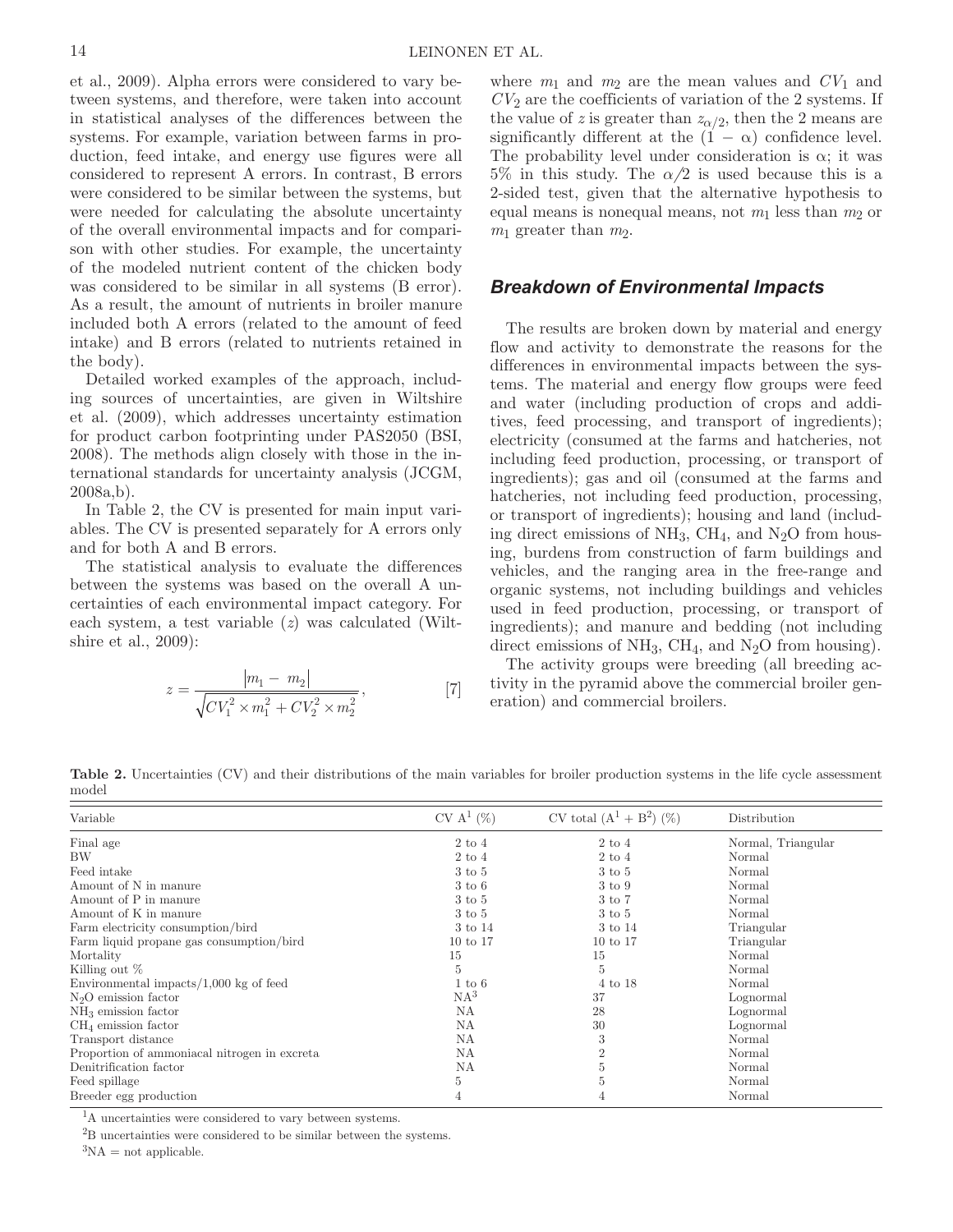et al., 2009). Alpha errors were considered to vary between systems, and therefore, were taken into account in statistical analyses of the differences between the systems. For example, variation between farms in production, feed intake, and energy use figures were all considered to represent A errors. In contrast, B errors were considered to be similar between the systems, but were needed for calculating the absolute uncertainty of the overall environmental impacts and for comparison with other studies. For example, the uncertainty of the modeled nutrient content of the chicken body was considered to be similar in all systems (B error). As a result, the amount of nutrients in broiler manure included both A errors (related to the amount of feed intake) and B errors (related to nutrients retained in the body).

Detailed worked examples of the approach, including sources of uncertainties, are given in Wiltshire et al. (2009), which addresses uncertainty estimation for product carbon footprinting under PAS2050 (BSI, 2008). The methods align closely with those in the international standards for uncertainty analysis (JCGM, 2008a,b).

In Table 2, the CV is presented for main input variables. The CV is presented separately for A errors only and for both A and B errors.

The statistical analysis to evaluate the differences between the systems was based on the overall A uncertainties of each environmental impact category. For each system, a test variable ($z$) was calculated (Wiltshire et al., 2009):

$$z = \frac{|m_1 - m_2|}{\sqrt{CV_1^2 \times m_1^2 + CV_2^2 \times m_2^2}}, \qquad [7]$$

where $m_1$ and $m_2$ are the mean values and $CV_1$ and $CV_2$ are the coefficients of variation of the 2 systems. If the value of $z$ is greater than $z_{\alpha/2}$, then the 2 means are significantly different at the $(1 - \alpha)$ confidence level. The probability level under consideration is $\alpha$; it was 5% in this study. The $\alpha/2$ is used because this is a 2-sided test, given that the alternative hypothesis to equal means is nonequal means, not $m_1$ less than $m_2$ or $m_1$ greater than $m_2$.

## Breakdown of Environmental Impacts

The results are broken down by material and energy flow and activity to demonstrate the reasons for the differences in environmental impacts between the systems. The material and energy flow groups were feed and water (including production of crops and additives, feed processing, and transport of ingredients); electricity (consumed at the farms and hatcheries, not including feed production, processing, or transport of ingredients); gas and oil (consumed at the farms and hatcheries, not including feed production, processing, or transport of ingredients); housing and land (including direct emissions of $NH_3$, $CH_4$, and $N_2O$ from housing, burdens from construction of farm buildings and vehicles, and the ranging area in the free-range and organic systems, not including buildings and vehicles used in feed production, processing, or transport of ingredients); and manure and bedding (not including direct emissions of $NH_3$, $CH_4$, and $N_2O$ from housing).

The activity groups were breeding (all breeding activity in the pyramid above the commercial broiler generation) and commercial broilers.

**Table 2.** Uncertainties (CV) and their distributions of the main variables for broiler production systems in the life cycle assessment model

| Variable | CV A[1] (%) | CV total (A[1] + B[2]) (%) | Distribution |
|---|---|---|---|
| Final age | 2 to 4 | 2 to 4 | Normal, Triangular |
| BW | 2 to 4 | 2 to 4 | Normal |
| Feed intake | 3 to 5 | 3 to 5 | Normal |
| Amount of N in manure | 3 to 6 | 3 to 9 | Normal |
| Amount of P in manure | 3 to 5 | 3 to 7 | Normal |
| Amount of K in manure | 3 to 5 | 3 to 5 | Normal |
| Farm electricity consumption/bird | 3 to 14 | 3 to 14 | Triangular |
| Farm liquid propane gas consumption/bird | 10 to 17 | 10 to 17 | Triangular |
| Mortality | 15 | 15 | Normal |
| Killing out % | 5 | 5 | Normal |
| Environmental impacts/1,000 kg of feed | 1 to 6 | 4 to 18 | Normal |
| $N_2O$ emission factor | NA[3] | 37 | Lognormal |
| $NH_3$ emission factor | NA | 28 | Lognormal |
| $CH_4$ emission factor | NA | 30 | Lognormal |
| Transport distance | NA | 3 | Normal |
| Proportion of ammoniacal nitrogen in excreta | NA | 2 | Normal |
| Denitrification factor | NA | 5 | Normal |
| Feed spillage | 5 | 5 | Normal |
| Breeder egg production | 4 | 4 | Normal |

[1]A uncertainties were considered to vary between systems.

[2]B uncertainties were considered to be similar between the systems.

[3]NA = not applicable.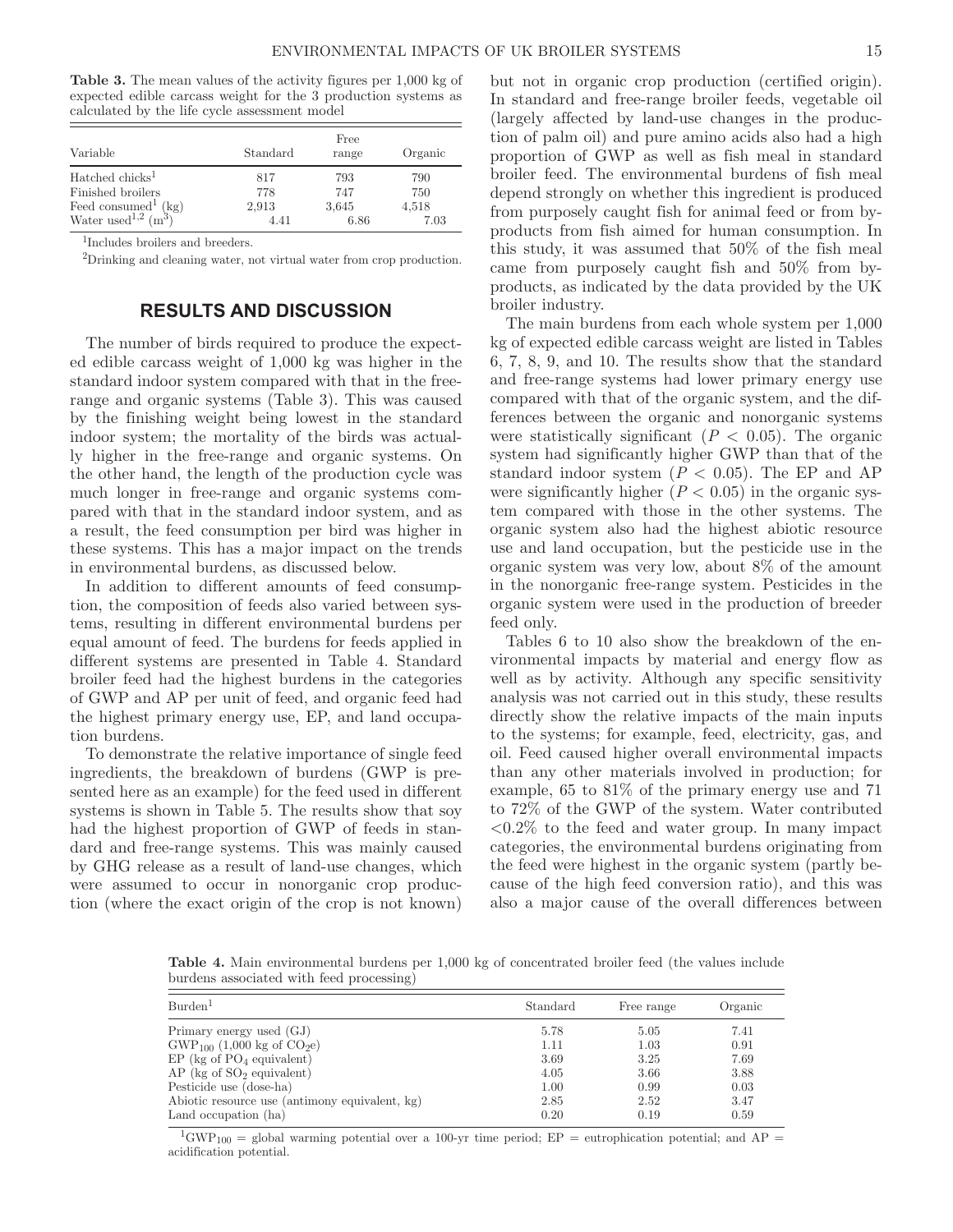**Table 3.** The mean values of the activity figures per 1,000 kg of expected edible carcass weight for the 3 production systems as calculated by the life cycle assessment model

| Variable | Standard | Free range | Organic |
|---|---|---|---|
| Hatched chicks[1] | 817 | 793 | 790 |
| Finished broilers | 778 | 747 | 750 |
| Feed consumed[1] (kg) | 2,913 | 3,645 | 4,518 |
| Water used[1,2] ($m^3$) | 4.41 | 6.86 | 7.03 |

[1]Includes broilers and breeders.

[2]Drinking and cleaning water, not virtual water from crop production.

## RESULTS AND DISCUSSION

The number of birds required to produce the expected edible carcass weight of 1,000 kg was higher in the standard indoor system compared with that in the free-range and organic systems (Table 3). This was caused by the finishing weight being lowest in the standard indoor system; the mortality of the birds was actually higher in the free-range and organic systems. On the other hand, the length of the production cycle was much longer in free-range and organic systems compared with that in the standard indoor system, and as a result, the feed consumption per bird was higher in these systems. This has a major impact on the trends in environmental burdens, as discussed below.

In addition to different amounts of feed consumption, the composition of feeds also varied between systems, resulting in different environmental burdens per equal amount of feed. The burdens for feeds applied in different systems are presented in Table 4. Standard broiler feed had the highest burdens in the categories of GWP and AP per unit of feed, and organic feed had the highest primary energy use, EP, and land occupation burdens.

To demonstrate the relative importance of single feed ingredients, the breakdown of burdens (GWP is presented here as an example) for the feed used in different systems is shown in Table 5. The results show that soy had the highest proportion of GWP of feeds in standard and free-range systems. This was mainly caused by GHG release as a result of land-use changes, which were assumed to occur in nonorganic crop production (where the exact origin of the crop is not known) but not in organic crop production (certified origin). In standard and free-range broiler feeds, vegetable oil (largely affected by land-use changes in the production of palm oil) and pure amino acids also had a high proportion of GWP as well as fish meal in standard broiler feed. The environmental burdens of fish meal depend strongly on whether this ingredient is produced from purposely caught fish for animal feed or from by-products from fish aimed for human consumption. In this study, it was assumed that 50% of the fish meal came from purposely caught fish and 50% from by-products, as indicated by the data provided by the UK broiler industry.

The main burdens from each whole system per 1,000 kg of expected edible carcass weight are listed in Tables 6, 7, 8, 9, and 10. The results show that the standard and free-range systems had lower primary energy use compared with that of the organic system, and the differences between the organic and nonorganic systems were statistically significant ($P < 0.05$). The organic system had significantly higher GWP than that of the standard indoor system ($P < 0.05$). The EP and AP were significantly higher ($P < 0.05$) in the organic system compared with those in the other systems. The organic system also had the highest abiotic resource use and land occupation, but the pesticide use in the organic system was very low, about 8% of the amount in the nonorganic free-range system. Pesticides in the organic system were used in the production of breeder feed only.

Tables 6 to 10 also show the breakdown of the environmental impacts by material and energy flow as well as by activity. Although any specific sensitivity analysis was not carried out in this study, these results directly show the relative impacts of the main inputs to the systems; for example, feed, electricity, gas, and oil. Feed caused higher overall environmental impacts than any other materials involved in production; for example, 65 to 81% of the primary energy use and 71 to 72% of the GWP of the system. Water contributed <0.2% to the feed and water group. In many impact categories, the environmental burdens originating from the feed were highest in the organic system (partly because of the high feed conversion ratio), and this was also a major cause of the overall differences between

**Table 4.** Main environmental burdens per 1,000 kg of concentrated broiler feed (the values include burdens associated with feed processing)

| Burden[1] | Standard | Free range | Organic |
|---|---|---|---|
| Primary energy used (GJ) | 5.78 | 5.05 | 7.41 |
| $GWP_{100}$ (1,000 kg of $CO_2e$) | 1.11 | 1.03 | 0.91 |
| EP (kg of $PO_4$ equivalent) | 3.69 | 3.25 | 7.69 |
| AP (kg of $SO_2$ equivalent) | 4.05 | 3.66 | 3.88 |
| Pesticide use (dose-ha) | 1.00 | 0.99 | 0.03 |
| Abiotic resource use (antimony equivalent, kg) | 2.85 | 2.52 | 3.47 |
| Land occupation (ha) | 0.20 | 0.19 | 0.59 |

[1]$GWP_{100}$ = global warming potential over a 100-yr time period; EP = eutrophication potential; and AP = acidification potential.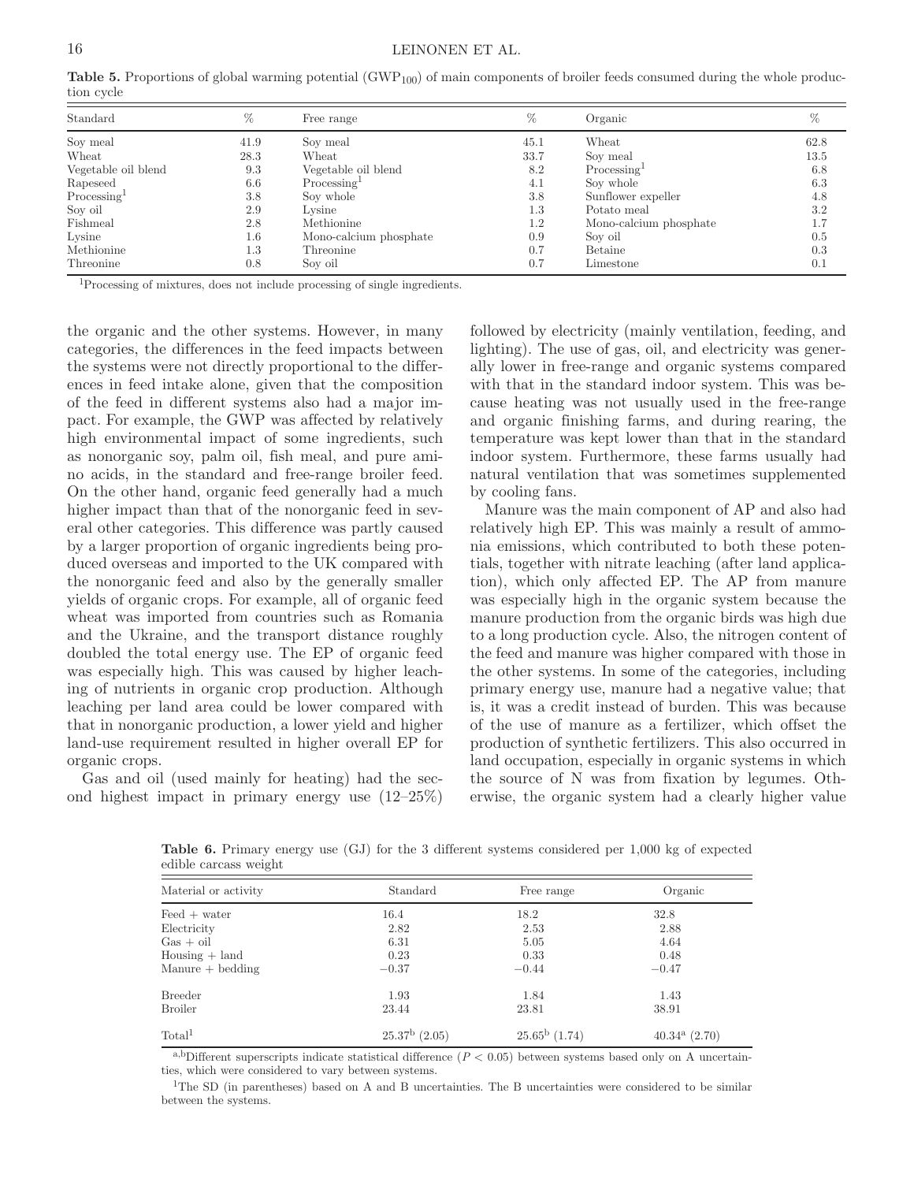**Table 5.** Proportions of global warming potential ($GWP_{100}$) of main components of broiler feeds consumed during the whole production cycle

| Standard | % | Free range | % | Organic | % |
|---|---|---|---|---|---|
| Soy meal | 41.9 | Soy meal | 45.1 | Wheat | 62.8 |
| Wheat | 28.3 | Wheat | 33.7 | Soy meal | 13.5 |
| Vegetable oil blend | 9.3 | Vegetable oil blend | 8.2 | Processing[1] | 6.8 |
| Rapeseed | 6.6 | Processing[1] | 4.1 | Soy whole | 6.3 |
| Processing[1] | 3.8 | Soy whole | 3.8 | Sunflower expeller | 4.8 |
| Soy oil | 2.9 | Lysine | 1.3 | Potato meal | 3.2 |
| Fishmeal | 2.8 | Methionine | 1.2 | Mono-calcium phosphate | 1.7 |
| Lysine | 1.6 | Mono-calcium phosphate | 0.9 | Soy oil | 0.5 |
| Methionine | 1.3 | Threonine | 0.7 | Betaine | 0.3 |
| Threonine | 0.8 | Soy oil | 0.7 | Limestone | 0.1 |

[1]Processing of mixtures, does not include processing of single ingredients.

the organic and the other systems. However, in many categories, the differences in the feed impacts between the systems were not directly proportional to the differences in feed intake alone, given that the composition of the feed in different systems also had a major impact. For example, the GWP was affected by relatively high environmental impact of some ingredients, such as nonorganic soy, palm oil, fish meal, and pure amino acids, in the standard and free-range broiler feed. On the other hand, organic feed generally had a much higher impact than that of the nonorganic feed in several other categories. This difference was partly caused by a larger proportion of organic ingredients being produced overseas and imported to the UK compared with the nonorganic feed and also by the generally smaller yields of organic crops. For example, all of organic feed wheat was imported from countries such as Romania and the Ukraine, and the transport distance roughly doubled the total energy use. The EP of organic feed was especially high. This was caused by higher leaching of nutrients in organic crop production. Although leaching per land area could be lower compared with that in nonorganic production, a lower yield and higher land-use requirement resulted in higher overall EP for organic crops.

Gas and oil (used mainly for heating) had the second highest impact in primary energy use (12–25%) followed by electricity (mainly ventilation, feeding, and lighting). The use of gas, oil, and electricity was generally lower in free-range and organic systems compared with that in the standard indoor system. This was because heating was not usually used in the free-range and organic finishing farms, and during rearing, the temperature was kept lower than that in the standard indoor system. Furthermore, these farms usually had natural ventilation that was sometimes supplemented by cooling fans.

Manure was the main component of AP and also had relatively high EP. This was mainly a result of ammonia emissions, which contributed to both these potentials, together with nitrate leaching (after land application), which only affected EP. The AP from manure was especially high in the organic system because the manure production from the organic birds was high due to a long production cycle. Also, the nitrogen content of the feed and manure was higher compared with those in the other systems. In some of the categories, including primary energy use, manure had a negative value; that is, it was a credit instead of burden. This was because of the use of manure as a fertilizer, which offset the production of synthetic fertilizers. This also occurred in land occupation, especially in organic systems in which the source of N was from fixation by legumes. Otherwise, the organic system had a clearly higher value

**Table 6.** Primary energy use (GJ) for the 3 different systems considered per 1,000 kg of expected edible carcass weight

| Material or activity | Standard | Free range | Organic |
|---|---|---|---|
| Feed + water | 16.4 | 18.2 | 32.8 |
| Electricity | 2.82 | 2.53 | 2.88 |
| Gas + oil | 6.31 | 5.05 | 4.64 |
| Housing + land | 0.23 | 0.33 | 0.48 |
| Manure + bedding | −0.37 | −0.44 | −0.47 |
| Breeder | 1.93 | 1.84 | 1.43 |
| Broiler | 23.44 | 23.81 | 38.91 |
| Total[1] | 25.37[b] (2.05) | 25.65[b] (1.74) | 40.34[a] (2.70) |

[a,b]Different superscripts indicate statistical difference ($P < 0.05$) between systems based only on A uncertainties, which were considered to vary between systems.

[1]The SD (in parentheses) based on A and B uncertainties. The B uncertainties were considered to be similar between the systems.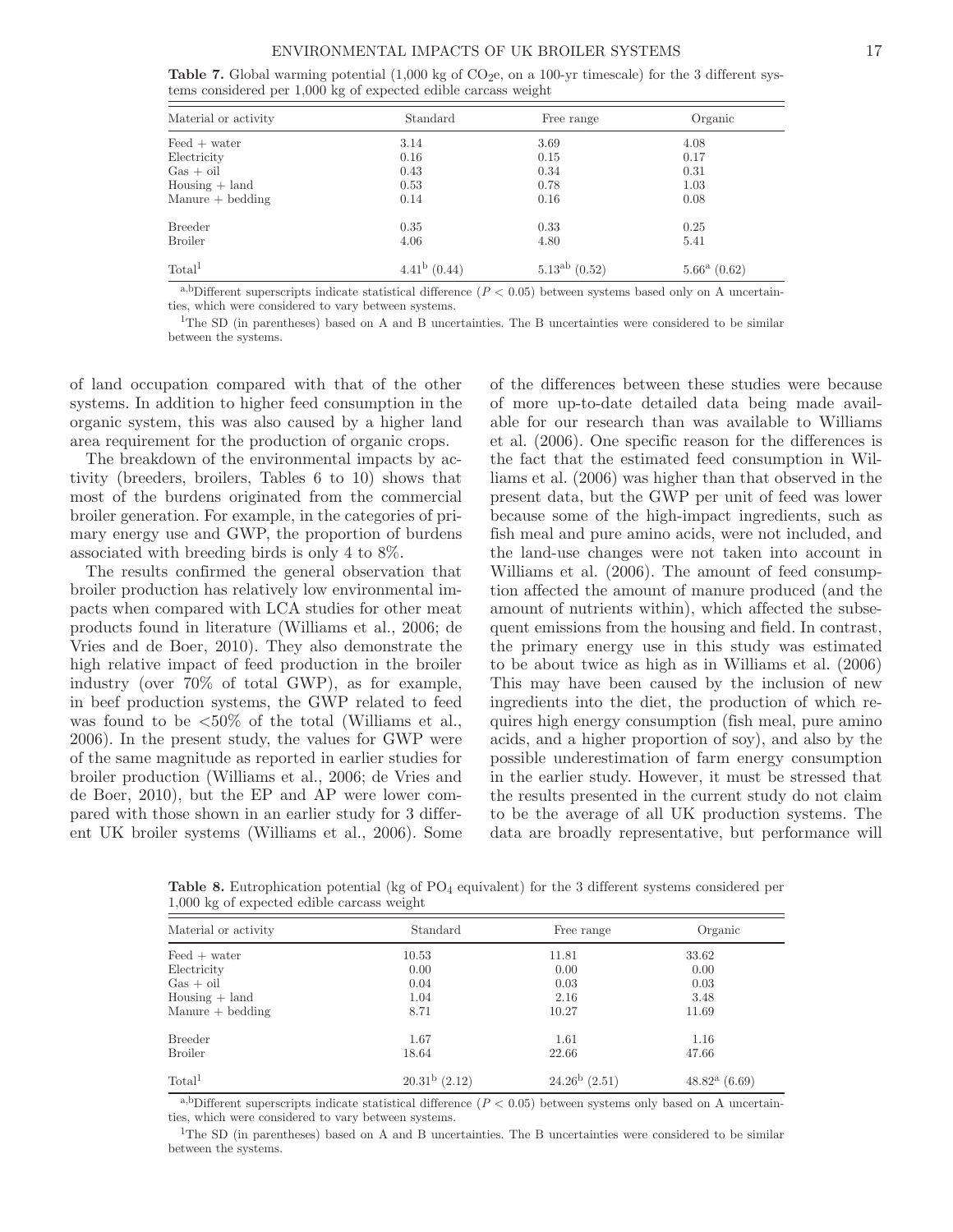**Table 7.** Global warming potential (1,000 kg of $CO_2e$, on a 100-yr timescale) for the 3 different systems considered per 1,000 kg of expected edible carcass weight

| Material or activity | Standard | Free range | Organic |
|---|---|---|---|
| Feed + water | 3.14 | 3.69 | 4.08 |
| Electricity | 0.16 | 0.15 | 0.17 |
| Gas + oil | 0.43 | 0.34 | 0.31 |
| Housing + land | 0.53 | 0.78 | 1.03 |
| Manure + bedding | 0.14 | 0.16 | 0.08 |
| Breeder | 0.35 | 0.33 | 0.25 |
| Broiler | 4.06 | 4.80 | 5.41 |
| Total[1] | $4.41^{b}$ (0.44) | $5.13^{ab}$ (0.52) | $5.66^{a}$ (0.62) |

[a,b]Different superscripts indicate statistical difference ($P < 0.05$) between systems based only on A uncertainties, which were considered to vary between systems.

[1]The SD (in parentheses) based on A and B uncertainties. The B uncertainties were considered to be similar between the systems.

of land occupation compared with that of the other systems. In addition to higher feed consumption in the organic system, this was also caused by a higher land area requirement for the production of organic crops.

The breakdown of the environmental impacts by activity (breeders, broilers, Tables 6 to 10) shows that most of the burdens originated from the commercial broiler generation. For example, in the categories of primary energy use and GWP, the proportion of burdens associated with breeding birds is only 4 to 8%.

The results confirmed the general observation that broiler production has relatively low environmental impacts when compared with LCA studies for other meat products found in literature (Williams et al., 2006; de Vries and de Boer, 2010). They also demonstrate the high relative impact of feed production in the broiler industry (over 70% of total GWP), as for example, in beef production systems, the GWP related to feed was found to be <50% of the total (Williams et al., 2006). In the present study, the values for GWP were of the same magnitude as reported in earlier studies for broiler production (Williams et al., 2006; de Vries and de Boer, 2010), but the EP and AP were lower compared with those shown in an earlier study for 3 different UK broiler systems (Williams et al., 2006). Some of the differences between these studies were because of more up-to-date detailed data being made available for our research than was available to Williams et al. (2006). One specific reason for the differences is the fact that the estimated feed consumption in Williams et al. (2006) was higher than that observed in the present data, but the GWP per unit of feed was lower because some of the high-impact ingredients, such as fish meal and pure amino acids, were not included, and the land-use changes were not taken into account in Williams et al. (2006). The amount of feed consumption affected the amount of manure produced (and the amount of nutrients within), which affected the subsequent emissions from the housing and field. In contrast, the primary energy use in this study was estimated to be about twice as high as in Williams et al. (2006) This may have been caused by the inclusion of new ingredients into the diet, the production of which requires high energy consumption (fish meal, pure amino acids, and a higher proportion of soy), and also by the possible underestimation of farm energy consumption in the earlier study. However, it must be stressed that the results presented in the current study do not claim to be the average of all UK production systems. The data are broadly representative, but performance will

**Table 8.** Eutrophication potential (kg of $PO_4$ equivalent) for the 3 different systems considered per 1,000 kg of expected edible carcass weight

| Material or activity | Standard | Free range | Organic |
|---|---|---|---|
| Feed + water | 10.53 | 11.81 | 33.62 |
| Electricity | 0.00 | 0.00 | 0.00 |
| Gas + oil | 0.04 | 0.03 | 0.03 |
| Housing + land | 1.04 | 2.16 | 3.48 |
| Manure + bedding | 8.71 | 10.27 | 11.69 |
| Breeder | 1.67 | 1.61 | 1.16 |
| Broiler | 18.64 | 22.66 | 47.66 |
| Total[1] | $20.31^{b}$ (2.12) | $24.26^{b}$ (2.51) | $48.82^{a}$ (6.69) |

[a,b]Different superscripts indicate statistical difference ($P < 0.05$) between systems only based on A uncertainties, which were considered to vary between systems.

[1]The SD (in parentheses) based on A and B uncertainties. The B uncertainties were considered to be similar between the systems.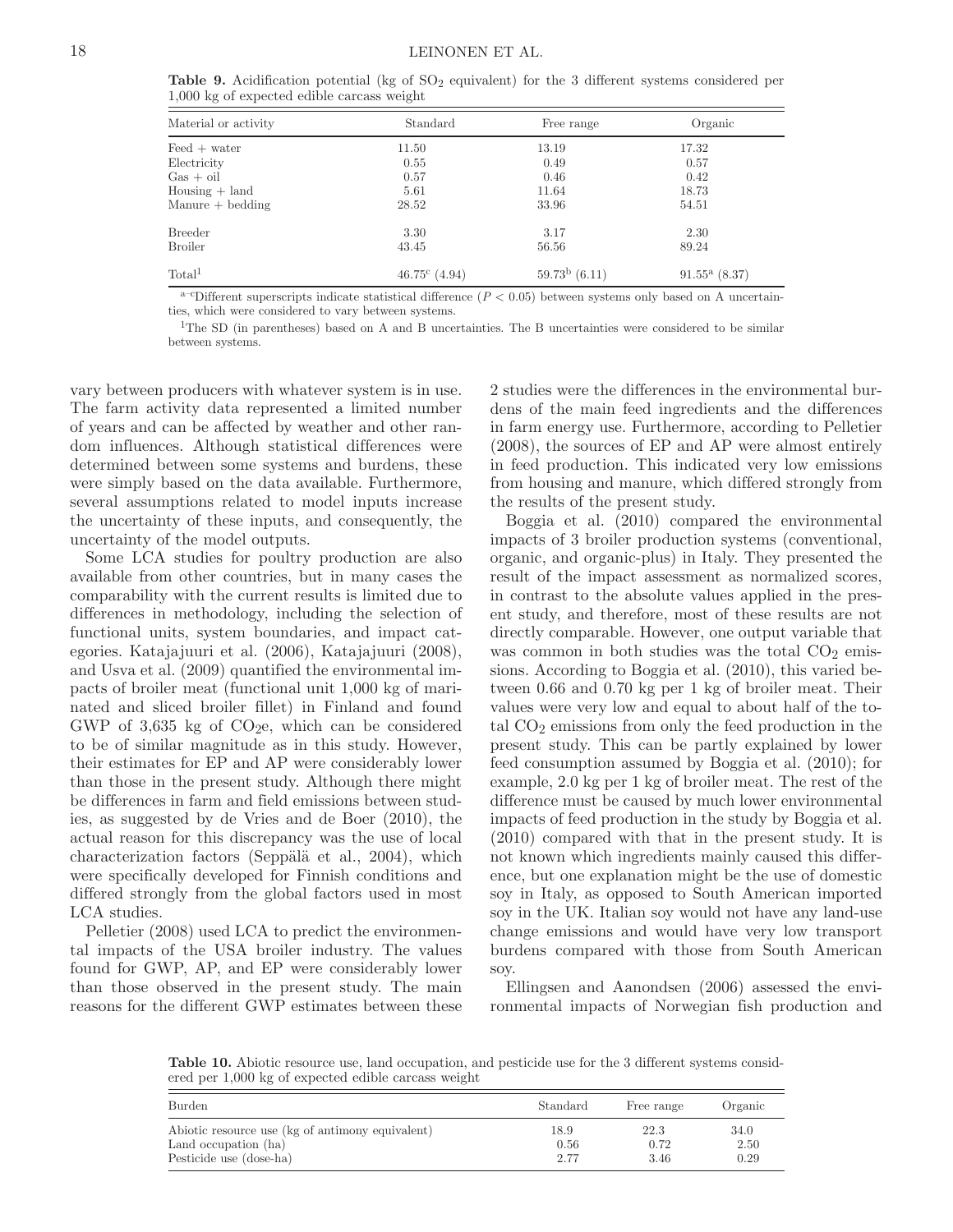**Table 9.** Acidification potential (kg of $SO_2$ equivalent) for the 3 different systems considered per 1,000 kg of expected edible carcass weight

| Material or activity | Standard | Free range | Organic |
|---|---|---|---|
| Feed + water | 11.50 | 13.19 | 17.32 |
| Electricity | 0.55 | 0.49 | 0.57 |
| Gas + oil | 0.57 | 0.46 | 0.42 |
| Housing + land | 5.61 | 11.64 | 18.73 |
| Manure + bedding | 28.52 | 33.96 | 54.51 |
| Breeder | 3.30 | 3.17 | 2.30 |
| Broiler | 43.45 | 56.56 | 89.24 |
| Total[1] | 46.75[c] (4.94) | 59.73[b] (6.11) | 91.55[a] (8.37) |

[a–c]Different superscripts indicate statistical difference ($P < 0.05$) between systems only based on A uncertainties, which were considered to vary between systems.

[1]The SD (in parentheses) based on A and B uncertainties. The B uncertainties were considered to be similar between systems.

vary between producers with whatever system is in use. The farm activity data represented a limited number of years and can be affected by weather and other random influences. Although statistical differences were determined between some systems and burdens, these were simply based on the data available. Furthermore, several assumptions related to model inputs increase the uncertainty of these inputs, and consequently, the uncertainty of the model outputs.

Some LCA studies for poultry production are also available from other countries, but in many cases the comparability with the current results is limited due to differences in methodology, including the selection of functional units, system boundaries, and impact categories. Katajajuuri et al. (2006), Katajajuuri (2008), and Usva et al. (2009) quantified the environmental impacts of broiler meat (functional unit 1,000 kg of marinated and sliced broiler fillet) in Finland and found GWP of 3,635 kg of $CO_2$e, which can be considered to be of similar magnitude as in this study. However, their estimates for EP and AP were considerably lower than those in the present study. Although there might be differences in farm and field emissions between studies, as suggested by de Vries and de Boer (2010), the actual reason for this discrepancy was the use of local characterization factors (Seppälä et al., 2004), which were specifically developed for Finnish conditions and differed strongly from the global factors used in most LCA studies.

Pelletier (2008) used LCA to predict the environmental impacts of the USA broiler industry. The values found for GWP, AP, and EP were considerably lower than those observed in the present study. The main reasons for the different GWP estimates between these 2 studies were the differences in the environmental burdens of the main feed ingredients and the differences in farm energy use. Furthermore, according to Pelletier (2008), the sources of EP and AP were almost entirely in feed production. This indicated very low emissions from housing and manure, which differed strongly from the results of the present study.

Boggia et al. (2010) compared the environmental impacts of 3 broiler production systems (conventional, organic, and organic-plus) in Italy. They presented the result of the impact assessment as normalized scores, in contrast to the absolute values applied in the present study, and therefore, most of these results are not directly comparable. However, one output variable that was common in both studies was the total $CO_2$ emissions. According to Boggia et al. (2010), this varied between 0.66 and 0.70 kg per 1 kg of broiler meat. Their values were very low and equal to about half of the total $CO_2$ emissions from only the feed production in the present study. This can be partly explained by lower feed consumption assumed by Boggia et al. (2010); for example, 2.0 kg per 1 kg of broiler meat. The rest of the difference must be caused by much lower environmental impacts of feed production in the study by Boggia et al. (2010) compared with that in the present study. It is not known which ingredients mainly caused this difference, but one explanation might be the use of domestic soy in Italy, as opposed to South American imported soy in the UK. Italian soy would not have any land-use change emissions and would have very low transport burdens compared with those from South American soy.

Ellingsen and Aanondsen (2006) assessed the environmental impacts of Norwegian fish production and

**Table 10.** Abiotic resource use, land occupation, and pesticide use for the 3 different systems considered per 1,000 kg of expected edible carcass weight

| Burden | Standard | Free range | Organic |
|---|---|---|---|
| Abiotic resource use (kg of antimony equivalent) | 18.9 | 22.3 | 34.0 |
| Land occupation (ha) | 0.56 | 0.72 | 2.50 |
| Pesticide use (dose-ha) | 2.77 | 3.46 | 0.29 |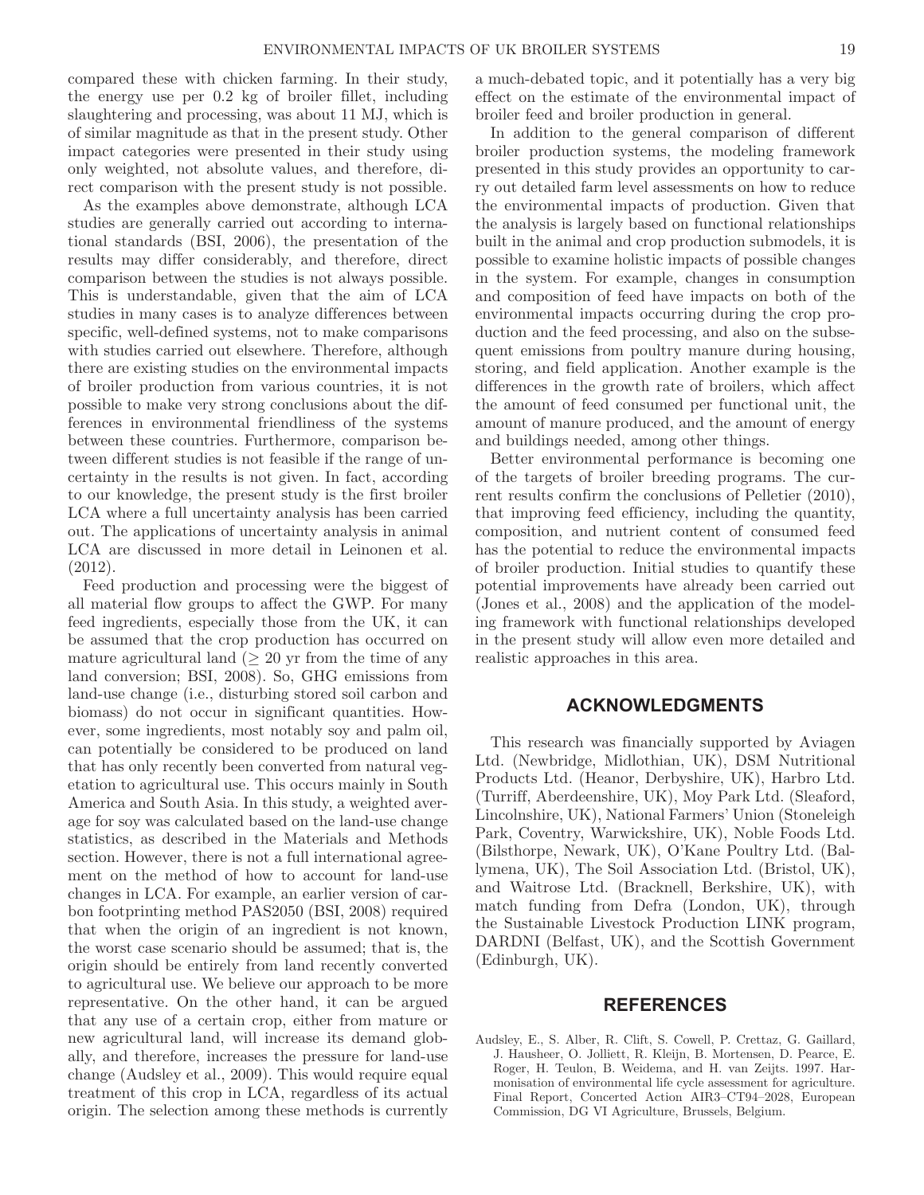compared these with chicken farming. In their study, the energy use per 0.2 kg of broiler fillet, including slaughtering and processing, was about 11 MJ, which is of similar magnitude as that in the present study. Other impact categories were presented in their study using only weighted, not absolute values, and therefore, direct comparison with the present study is not possible.

As the examples above demonstrate, although LCA studies are generally carried out according to international standards (BSI, 2006), the presentation of the results may differ considerably, and therefore, direct comparison between the studies is not always possible. This is understandable, given that the aim of LCA studies in many cases is to analyze differences between specific, well-defined systems, not to make comparisons with studies carried out elsewhere. Therefore, although there are existing studies on the environmental impacts of broiler production from various countries, it is not possible to make very strong conclusions about the differences in environmental friendliness of the systems between these countries. Furthermore, comparison between different studies is not feasible if the range of uncertainty in the results is not given. In fact, according to our knowledge, the present study is the first broiler LCA where a full uncertainty analysis has been carried out. The applications of uncertainty analysis in animal LCA are discussed in more detail in Leinonen et al. (2012).

Feed production and processing were the biggest of all material flow groups to affect the GWP. For many feed ingredients, especially those from the UK, it can be assumed that the crop production has occurred on mature agricultural land ($\geq$ 20 yr from the time of any land conversion; BSI, 2008). So, GHG emissions from land-use change (i.e., disturbing stored soil carbon and biomass) do not occur in significant quantities. However, some ingredients, most notably soy and palm oil, can potentially be considered to be produced on land that has only recently been converted from natural vegetation to agricultural use. This occurs mainly in South America and South Asia. In this study, a weighted average for soy was calculated based on the land-use change statistics, as described in the Materials and Methods section. However, there is not a full international agreement on the method of how to account for land-use changes in LCA. For example, an earlier version of carbon footprinting method PAS2050 (BSI, 2008) required that when the origin of an ingredient is not known, the worst case scenario should be assumed; that is, the origin should be entirely from land recently converted to agricultural use. We believe our approach to be more representative. On the other hand, it can be argued that any use of a certain crop, either from mature or new agricultural land, will increase its demand globally, and therefore, increases the pressure for land-use change (Audsley et al., 2009). This would require equal treatment of this crop in LCA, regardless of its actual origin. The selection among these methods is currently a much-debated topic, and it potentially has a very big effect on the estimate of the environmental impact of broiler feed and broiler production in general.

In addition to the general comparison of different broiler production systems, the modeling framework presented in this study provides an opportunity to carry out detailed farm level assessments on how to reduce the environmental impacts of production. Given that the analysis is largely based on functional relationships built in the animal and crop production submodels, it is possible to examine holistic impacts of possible changes in the system. For example, changes in consumption and composition of feed have impacts on both of the environmental impacts occurring during the crop production and the feed processing, and also on the subsequent emissions from poultry manure during housing, storing, and field application. Another example is the differences in the growth rate of broilers, which affect the amount of feed consumed per functional unit, the amount of manure produced, and the amount of energy and buildings needed, among other things.

Better environmental performance is becoming one of the targets of broiler breeding programs. The current results confirm the conclusions of Pelletier (2010), that improving feed efficiency, including the quantity, composition, and nutrient content of consumed feed has the potential to reduce the environmental impacts of broiler production. Initial studies to quantify these potential improvements have already been carried out (Jones et al., 2008) and the application of the modeling framework with functional relationships developed in the present study will allow even more detailed and realistic approaches in this area.

## ACKNOWLEDGMENTS

This research was financially supported by Aviagen Ltd. (Newbridge, Midlothian, UK), DSM Nutritional Products Ltd. (Heanor, Derbyshire, UK), Harbro Ltd. (Turriff, Aberdeenshire, UK), Moy Park Ltd. (Sleaford, Lincolnshire, UK), National Farmers' Union (Stoneleigh Park, Coventry, Warwickshire, UK), Noble Foods Ltd. (Bilsthorpe, Newark, UK), O'Kane Poultry Ltd. (Ballymena, UK), The Soil Association Ltd. (Bristol, UK), and Waitrose Ltd. (Bracknell, Berkshire, UK), with match funding from Defra (London, UK), through the Sustainable Livestock Production LINK program, DARDNI (Belfast, UK), and the Scottish Government (Edinburgh, UK).

## REFERENCES

Audsley, E., S. Alber, R. Clift, S. Cowell, P. Crettaz, G. Gaillard, J. Hausheer, O. Jolliett, R. Kleijn, B. Mortensen, D. Pearce, E. Roger, H. Teulon, B. Weidema, and H. van Zeijts. 1997. Harmonisation of environmental life cycle assessment for agriculture. Final Report, Concerted Action AIR3–CT94–2028, European Commission, DG VI Agriculture, Brussels, Belgium.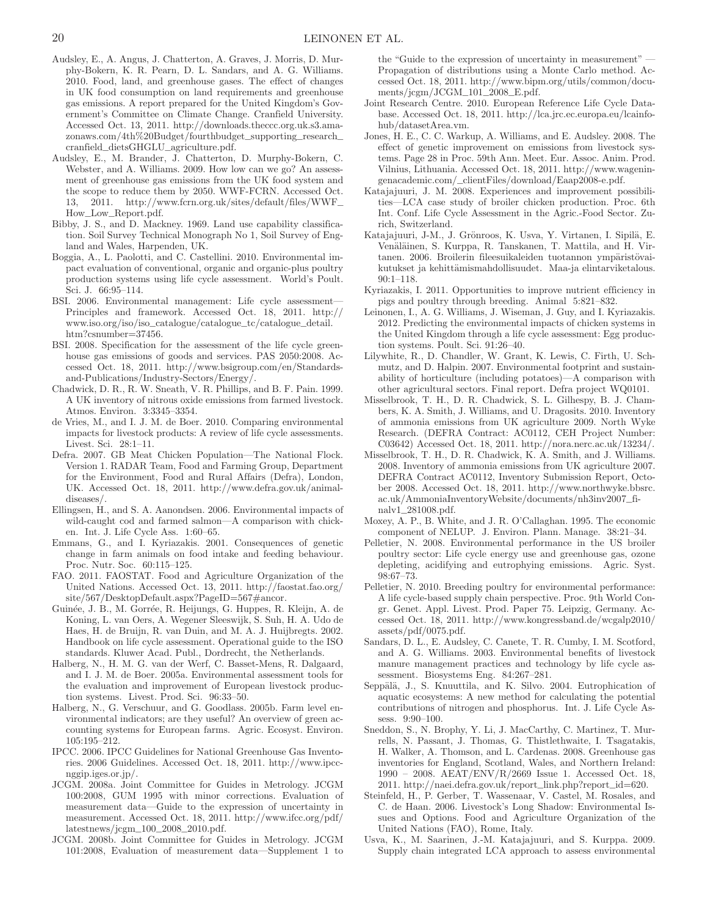Audsley, E., A. Angus, J. Chatterton, A. Graves, J. Morris, D. Murphy-Bokern, K. R. Pearn, D. L. Sandars, and A. G. Williams. 2010. Food, land, and greenhouse gases. The effect of changes in UK food consumption on land requirements and greenhouse gas emissions. A report prepared for the United Kingdom's Government's Committee on Climate Change. Cranfield University. Accessed Oct. 13, 2011. http://downloads.theccc.org.uk.s3.amazonaws.com/4th%20Budget/fourthbudget_supporting_research_cranfield_dietsGHGLU_agriculture.pdf.

Audsley, E., M. Brander, J. Chatterton, D. Murphy-Bokern, C. Webster, and A. Williams. 2009. How low can we go? An assessment of greenhouse gas emissions from the UK food system and the scope to reduce them by 2050. WWF-FCRN. Accessed Oct. 13, 2011. http://www.fcrn.org.uk/sites/default/files/WWF_How_Low_Report.pdf.

Bibby, J. S., and D. Mackney. 1969. Land use capability classification. Soil Survey Technical Monograph No 1, Soil Survey of England and Wales, Harpenden, UK.

Boggia, A., L. Paolotti, and C. Castellini. 2010. Environmental impact evaluation of conventional, organic and organic-plus poultry production systems using life cycle assessment. World's Poult. Sci. J. 66:95–114.

BSI. 2006. Environmental management: Life cycle assessment—Principles and framework. Accessed Oct. 18, 2011. http://www.iso.org/iso/iso_catalogue/catalogue_tc/catalogue_detail.htm?csnumber=37456.

BSI. 2008. Specification for the assessment of the life cycle greenhouse gas emissions of goods and services. PAS 2050:2008. Accessed Oct. 18, 2011. http://www.bsigroup.com/en/Standards-and-Publications/Industry-Sectors/Energy/.

Chadwick, D. R., R. W. Sneath, V. R. Phillips, and B. F. Pain. 1999. A UK inventory of nitrous oxide emissions from farmed livestock. Atmos. Environ. 3:3345–3354.

de Vries, M., and I. J. M. de Boer. 2010. Comparing environmental impacts for livestock products: A review of life cycle assessments. Livest. Sci. 28:1–11.

Defra. 2007. GB Meat Chicken Population—The National Flock. Version 1. RADAR Team, Food and Farming Group, Department for the Environment, Food and Rural Affairs (Defra), London, UK. Accessed Oct. 18, 2011. http://www.defra.gov.uk/animal-diseases/.

Ellingsen, H., and S. A. Aanondsen. 2006. Environmental impacts of wild-caught cod and farmed salmon—A comparison with chicken. Int. J. Life Cycle Ass. 1:60–65.

Emmans, G., and I. Kyriazakis. 2001. Consequences of genetic change in farm animals on food intake and feeding behaviour. Proc. Nutr. Soc. 60:115–125.

FAO. 2011. FAOSTAT. Food and Agriculture Organization of the United Nations. Accessed Oct. 13, 2011. http://faostat.fao.org/site/567/DesktopDefault.aspx?PageID=567#ancor.

Guinée, J. B., M. Gorrée, R. Heijungs, G. Huppes, R. Kleijn, A. de Koning, L. van Oers, A. Wegener Sleeswijk, S. Suh, H. A. Udo de Haes, H. de Bruijn, R. van Duin, and M. A. J. Huijbregts. 2002. Handbook on life cycle assessment. Operational guide to the ISO standards. Kluwer Acad. Publ., Dordrecht, the Netherlands.

Halberg, N., H. M. G. van der Werf, C. Basset-Mens, R. Dalgaard, and I. J. M. de Boer. 2005a. Environmental assessment tools for the evaluation and improvement of European livestock production systems. Livest. Prod. Sci. 96:33–50.

Halberg, N., G. Verschuur, and G. Goodlass. 2005b. Farm level environmental indicators; are they useful? An overview of green accounting systems for European farms. Agric. Ecosyst. Environ. 105:195–212.

IPCC. 2006. IPCC Guidelines for National Greenhouse Gas Inventories. 2006 Guidelines. Accessed Oct. 18, 2011. http://www.ipcc-nggip.iges.or.jp/.

JCGM. 2008a. Joint Committee for Guides in Metrology. JCGM 100:2008, GUM 1995 with minor corrections. Evaluation of measurement data—Guide to the expression of uncertainty in measurement. Accessed Oct. 18, 2011. http://www.ifcc.org/pdf/latestnews/jcgm_100_2008_2010.pdf.

JCGM. 2008b. Joint Committee for Guides in Metrology. JCGM 101:2008, Evaluation of measurement data—Supplement 1 to the "Guide to the expression of uncertainty in measurement" — Propagation of distributions using a Monte Carlo method. Accessed Oct. 18, 2011. http://www.bipm.org/utils/common/documents/jcgm/JCGM_101_2008_E.pdf.

Joint Research Centre. 2010. European Reference Life Cycle Database. Accessed Oct. 18, 2011. http://lca.jrc.ec.europa.eu/lcainfohub/datasetArea.vm.

Jones, H. E., C. C. Warkup, A. Williams, and E. Audsley. 2008. The effect of genetic improvement on emissions from livestock systems. Page 28 in Proc. 59th Ann. Meet. Eur. Assoc. Anim. Prod. Vilnius, Lithuania. Accessed Oct. 18, 2011. http://www.wageningenacademic.com/_clientFiles/download/Eaap2008-e.pdf.

Katajajuuri, J. M. 2008. Experiences and improvement possibilities—LCA case study of broiler chicken production. Proc. 6th Int. Conf. Life Cycle Assessment in the Agric.-Food Sector. Zurich, Switzerland.

Katajajuuri, J-M., J. Grönroos, K. Usva, Y. Virtanen, I. Sipilä, E. Venäläinen, S. Kurppa, R. Tanskanen, T. Mattila, and H. Virtanen. 2006. Broilerin fileesuikaleiden tuotannon ympäristövaikutukset ja kehittämismahdollisuudet. Maa-ja elintarviketalous. 90:1–118.

Kyriazakis, I. 2011. Opportunities to improve nutrient efficiency in pigs and poultry through breeding. Animal 5:821–832.

Leinonen, I., A. G. Williams, J. Wiseman, J. Guy, and I. Kyriazakis. 2012. Predicting the environmental impacts of chicken systems in the United Kingdom through a life cycle assessment: Egg production systems. Poult. Sci. 91:26–40.

Lilywhite, R., D. Chandler, W. Grant, K. Lewis, C. Firth, U. Schmutz, and D. Halpin. 2007. Environmental footprint and sustainability of horticulture (including potatoes)—A comparison with other agricultural sectors. Final report. Defra project WQ0101.

Misselbrook, T. H., D. R. Chadwick, S. L. Gilhespy, B. J. Chambers, K. A. Smith, J. Williams, and U. Dragosits. 2010. Inventory of ammonia emissions from UK agriculture 2009. North Wyke Research. (DEFRA Contract: AC0112, CEH Project Number: C03642) Accessed Oct. 18, 2011. http://nora.nerc.ac.uk/13234/.

Misselbrook, T. H., D. R. Chadwick, K. A. Smith, and J. Williams. 2008. Inventory of ammonia emissions from UK agriculture 2007. DEFRA Contract AC0112, Inventory Submission Report, October 2008. Accessed Oct. 18, 2011. http://www.northwyke.bbsrc.ac.uk/AmmoniaInventoryWebsite/documents/nh3inv2007_finalv1_281008.pdf.

Moxey, A. P., B. White, and J. R. O'Callaghan. 1995. The economic component of NELUP. J. Environ. Plann. Manage. 38:21–34.

Pelletier, N. 2008. Environmental performance in the US broiler poultry sector: Life cycle energy use and greenhouse gas, ozone depleting, acidifying and eutrophying emissions. Agric. Syst. 98:67–73.

Pelletier, N. 2010. Breeding poultry for environmental performance: A life cycle-based supply chain perspective. Proc. 9th World Congr. Genet. Appl. Livest. Prod. Paper 75. Leipzig, Germany. Accessed Oct. 18, 2011. http://www.kongressband.de/wcgalp2010/assets/pdf/0075.pdf.

Sandars, D. L., E. Audsley, C. Canete, T. R. Cumby, I. M. Scotford, and A. G. Williams. 2003. Environmental benefits of livestock manure management practices and technology by life cycle assessment. Biosystems Eng. 84:267–281.

Seppälä, J., S. Knuuttila, and K. Silvo. 2004. Eutrophication of aquatic ecosystems: A new method for calculating the potential contributions of nitrogen and phosphorus. Int. J. Life Cycle Assess. 9:90–100.

Sneddon, S., N. Brophy, Y. Li, J. MacCarthy, C. Martinez, T. Murrells, N. Passant, J. Thomas, G. Thistlethwaite, I. Tsagatakis, H. Walker, A. Thomson, and L. Cardenas. 2008. Greenhouse gas inventories for England, Scotland, Wales, and Northern Ireland: 1990 – 2008. AEAT/ENV/R/2669 Issue 1. Accessed Oct. 18, 2011. http://naei.defra.gov.uk/report_link.php?report_id=620.

Steinfeld, H., P. Gerber, T. Wassenaar, V. Castel, M. Rosales, and C. de Haan. 2006. Livestock's Long Shadow: Environmental Issues and Options. Food and Agriculture Organization of the United Nations (FAO), Rome, Italy.

Usva, K., M. Saarinen, J.-M. Katajajuuri, and S. Kurppa. 2009. Supply chain integrated LCA approach to assess environmental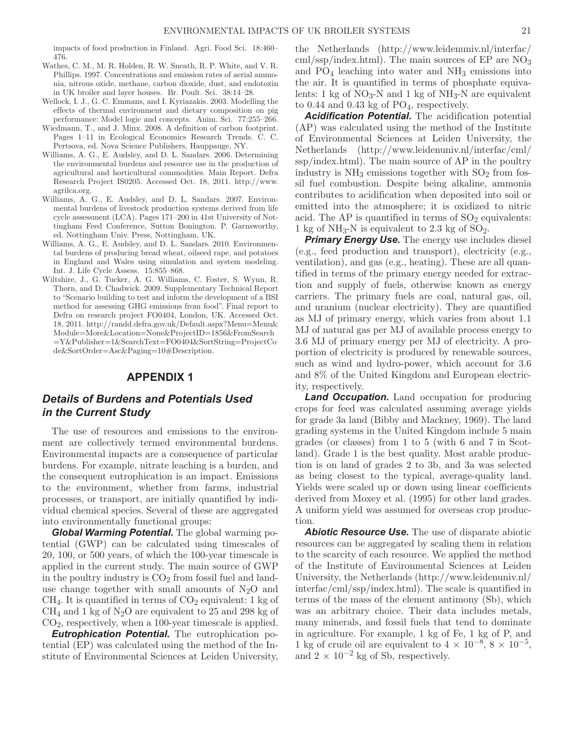impacts of food production in Finland. Agri. Food Sci. 18:460–476.

Wathes, C. M., M. R. Holden, R. W. Sneath, R. P. White, and V. R. Phillips. 1997. Concentrations and emission rates of aerial ammonia, nitrous oxide, methane, carbon dioxide, dust, and endotoxin in UK broiler and layer houses. Br. Poult. Sci. 38:14–28.

Wellock, I. J., G. C. Emmans, and I. Kyriazakis. 2003. Modelling the effects of thermal environment and dietary composition on pig performance: Model logic and concepts. Anim. Sci. 77:255–266.

Wiedmann, T., and J. Minx. 2008. A definition of carbon footprint. Pages 1–11 in Ecological Economics Research Trends. C. C. Pertsova, ed. Nova Science Publishers, Hauppauge, NY.

Williams, A. G., E. Audsley, and D. L. Sandars. 2006. Determining the environmental burdens and resource use in the production of agricultural and horticultural commodities. Main Report. Defra Research Project IS0205. Accessed Oct. 18, 2011. http://www.agrilca.org.

Williams, A. G., E. Audsley, and D. L. Sandars. 2007. Environmental burdens of livestock production systems derived from life cycle assessment (LCA). Pages 171–200 in 41st University of Nottingham Feed Conference, Sutton Bonington. P. Garnsworthy, ed. Nottingham Univ. Press, Nottingham, UK.

Williams, A. G., E. Audsley, and D. L. Sandars. 2010. Environmental burdens of producing bread wheat, oilseed rape, and potatoes in England and Wales using simulation and system modeling. Int. J. Life Cycle Assess. 15:855–868.

Wiltshire, J., G. Tucker, A. G. Williams, C. Foster, S. Wynn, R. Thorn, and D. Chadwick. 2009. Supplementary Technical Report to "Scenario building to test and inform the development of a BSI method for assessing GHG emissions from food". Final report to Defra on research project FO0404, London, UK. Accessed Oct. 18, 2011. http://randd.defra.gov.uk/Default.aspx?Menu=Menu&Module=More&Location=None&ProjectID=1856&FromSearch=Y&Publisher=1&SearchText=FO0404&SortString=ProjectCode&SortOrder=Asc&Paging=10#Description.

## APPENDIX 1

### *Details of Burdens and Potentials Used in the Current Study*

The use of resources and emissions to the environment are collectively termed environmental burdens. Environmental impacts are a consequence of particular burdens. For example, nitrate leaching is a burden, and the consequent eutrophication is an impact. Emissions to the environment, whether from farms, industrial processes, or transport, are initially quantified by individual chemical species. Several of these are aggregated into environmentally functional groups:

***Global Warming Potential.*** The global warming potential (GWP) can be calculated using timescales of 20, 100, or 500 years, of which the 100-year timescale is applied in the current study. The main source of GWP in the poultry industry is $CO_2$ from fossil fuel and land-use change together with small amounts of $N_2O$ and $CH_4$. It is quantified in terms of $CO_2$ equivalent: 1 kg of $CH_4$ and 1 kg of $N_2O$ are equivalent to 25 and 298 kg of $CO_2$, respectively, when a 100-year timescale is applied.

***Eutrophication Potential.*** The eutrophication potential (EP) was calculated using the method of the Institute of Environmental Sciences at Leiden University, the Netherlands (http://www.leidenuniv.nl/interfac/cml/ssp/index.html). The main sources of EP are $NO_3$ and $PO_4$ leaching into water and $NH_3$ emissions into the air. It is quantified in terms of phosphate equivalents: 1 kg of $NO_3$-N and 1 kg of $NH_3$-N are equivalent to 0.44 and 0.43 kg of $PO_4$, respectively.

***Acidification Potential.*** The acidification potential (AP) was calculated using the method of the Institute of Environmental Sciences at Leiden University, the Netherlands (http://www.leidenuniv.nl/interfac/cml/ssp/index.html). The main source of AP in the poultry industry is $NH_3$ emissions together with $SO_2$ from fossil fuel combustion. Despite being alkaline, ammonia contributes to acidification when deposited into soil or emitted into the atmosphere; it is oxidized to nitric acid. The AP is quantified in terms of $SO_2$ equivalents: 1 kg of $NH_3$-N is equivalent to 2.3 kg of $SO_2$.

***Primary Energy Use.*** The energy use includes diesel (e.g., feed production and transport), electricity (e.g., ventilation), and gas (e.g., heating). These are all quantified in terms of the primary energy needed for extraction and supply of fuels, otherwise known as energy carriers. The primary fuels are coal, natural gas, oil, and uranium (nuclear electricity). They are quantified as MJ of primary energy, which varies from about 1.1 MJ of natural gas per MJ of available process energy to 3.6 MJ of primary energy per MJ of electricity. A proportion of electricity is produced by renewable sources, such as wind and hydro-power, which account for 3.6 and 8% of the United Kingdom and European electricity, respectively.

***Land Occupation.*** Land occupation for producing crops for feed was calculated assuming average yields for grade 3a land (Bibby and Mackney, 1969). The land grading systems in the United Kingdom include 5 main grades (or classes) from 1 to 5 (with 6 and 7 in Scotland). Grade 1 is the best quality. Most arable production is on land of grades 2 to 3b, and 3a was selected as being closest to the typical, average-quality land. Yields were scaled up or down using linear coefficients derived from Moxey et al. (1995) for other land grades. A uniform yield was assumed for overseas crop production.

***Abiotic Resource Use.*** The use of disparate abiotic resources can be aggregated by scaling them in relation to the scarcity of each resource. We applied the method of the Institute of Environmental Sciences at Leiden University, the Netherlands (http://www.leidenuniv.nl/interfac/cml/ssp/index.html). The scale is quantified in terms of the mass of the element antimony (Sb), which was an arbitrary choice. Their data includes metals, many minerals, and fossil fuels that tend to dominate in agriculture. For example, 1 kg of Fe, 1 kg of P, and 1 kg of crude oil are equivalent to $4 \times 10^{-8}$, $8 \times 10^{-5}$, and $2 \times 10^{-2}$ kg of Sb, respectively.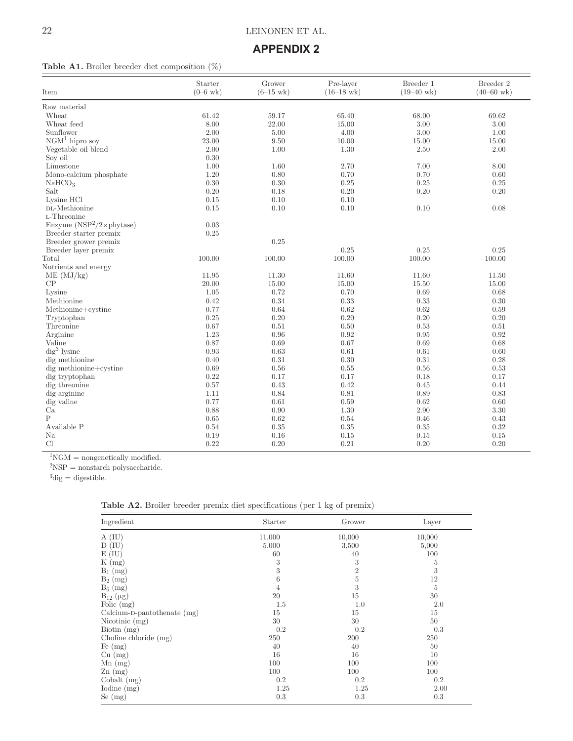## APPENDIX 2

**Table A1.** Broiler breeder diet composition (%)

| Item | Starter (0–6 wk) | Grower (6–15 wk) | Pre-layer (16–18 wk) | Breeder 1 (19–40 wk) | Breeder 2 (40–60 wk) |
|---|---|---|---|---|---|
| Raw material | | | | | |
| Wheat | 61.42 | 59.17 | 65.40 | 68.00 | 69.62 |
| Wheat feed | 8.00 | 22.00 | 15.00 | 3.00 | 3.00 |
| Sunflower | 2.00 | 5.00 | 4.00 | 3.00 | 1.00 |
| NGM[1] hipro soy | 23.00 | 9.50 | 10.00 | 15.00 | 15.00 |
| Vegetable oil blend | 2.00 | 1.00 | 1.30 | 2.50 | 2.00 |
| Soy oil | 0.30 | | | | |
| Limestone | 1.00 | 1.60 | 2.70 | 7.00 | 8.00 |
| Mono-calcium phosphate | 1.20 | 0.80 | 0.70 | 0.70 | 0.60 |
| $NaHCO_3$ | 0.30 | 0.30 | 0.25 | 0.25 | 0.25 |
| Salt | 0.20 | 0.18 | 0.20 | 0.20 | 0.20 |
| Lysine HCl | 0.15 | 0.10 | 0.10 | | |
| DL-Methionine | 0.15 | 0.10 | 0.10 | 0.10 | 0.08 |
| L-Threonine | | | | | |
| Enzyme (NSP[2]/2×phytase) | 0.03 | | | | |
| Breeder starter premix | 0.25 | | | | |
| Breeder grower premix | | 0.25 | | | |
| Breeder layer premix | | | 0.25 | 0.25 | 0.25 |
| Total | 100.00 | 100.00 | 100.00 | 100.00 | 100.00 |
| Nutrients and energy | | | | | |
| ME (MJ/kg) | 11.95 | 11.30 | 11.60 | 11.60 | 11.50 |
| CP | 20.00 | 15.00 | 15.00 | 15.50 | 15.00 |
| Lysine | 1.05 | 0.72 | 0.70 | 0.69 | 0.68 |
| Methionine | 0.42 | 0.34 | 0.33 | 0.33 | 0.30 |
| Methionine+cystine | 0.77 | 0.64 | 0.62 | 0.62 | 0.59 |
| Tryptophan | 0.25 | 0.20 | 0.20 | 0.20 | 0.20 |
| Threonine | 0.67 | 0.51 | 0.50 | 0.53 | 0.51 |
| Arginine | 1.23 | 0.96 | 0.92 | 0.95 | 0.92 |
| Valine | 0.87 | 0.69 | 0.67 | 0.69 | 0.68 |
| dig[3] lysine | 0.93 | 0.63 | 0.61 | 0.61 | 0.60 |
| dig methionine | 0.40 | 0.31 | 0.30 | 0.31 | 0.28 |
| dig methionine+cystine | 0.69 | 0.56 | 0.55 | 0.56 | 0.53 |
| dig tryptophan | 0.22 | 0.17 | 0.17 | 0.18 | 0.17 |
| dig threonine | 0.57 | 0.43 | 0.42 | 0.45 | 0.44 |
| dig arginine | 1.11 | 0.84 | 0.81 | 0.89 | 0.83 |
| dig valine | 0.77 | 0.61 | 0.59 | 0.62 | 0.60 |
| Ca | 0.88 | 0.90 | 1.30 | 2.90 | 3.30 |
| P | 0.65 | 0.62 | 0.54 | 0.46 | 0.43 |
| Available P | 0.54 | 0.35 | 0.35 | 0.35 | 0.32 |
| Na | 0.19 | 0.16 | 0.15 | 0.15 | 0.15 |
| Cl | 0.22 | 0.20 | 0.21 | 0.20 | 0.20 |

[1]NGM = nongenetically modified.

[2]NSP = nonstarch polysaccharide.

[3]dig = digestible.

**Table A2.** Broiler breeder premix diet specifications (per 1 kg of premix)

| Ingredient | Starter | Grower | Layer |
|---|---|---|---|
| A (IU) | 11,000 | 10,000 | 10,000 |
| D (IU) | 5,000 | 3,500 | 5,000 |
| E (IU) | 60 | 40 | 100 |
| K (mg) | 3 | 3 | 5 |
| $B_1$ (mg) | 3 | 2 | 3 |
| $B_2$ (mg) | 6 | 5 | 12 |
| $B_6$ (mg) | 4 | 3 | 5 |
| $B_{12}$ (μg) | 20 | 15 | 30 |
| Folic (mg) | 1.5 | 1.0 | 2.0 |
| Calcium-D-pantothenate (mg) | 15 | 15 | 15 |
| Nicotinic (mg) | 30 | 30 | 50 |
| Biotin (mg) | 0.2 | 0.2 | 0.3 |
| Choline chloride (mg) | 250 | 200 | 250 |
| Fe (mg) | 40 | 40 | 50 |
| Cu (mg) | 16 | 16 | 10 |
| Mn (mg) | 100 | 100 | 100 |
| Zn (mg) | 100 | 100 | 100 |
| Cobalt (mg) | 0.2 | 0.2 | 0.2 |
| Iodine (mg) | 1.25 | 1.25 | 2.00 |
| Se (mg) | 0.3 | 0.3 | 0.3 |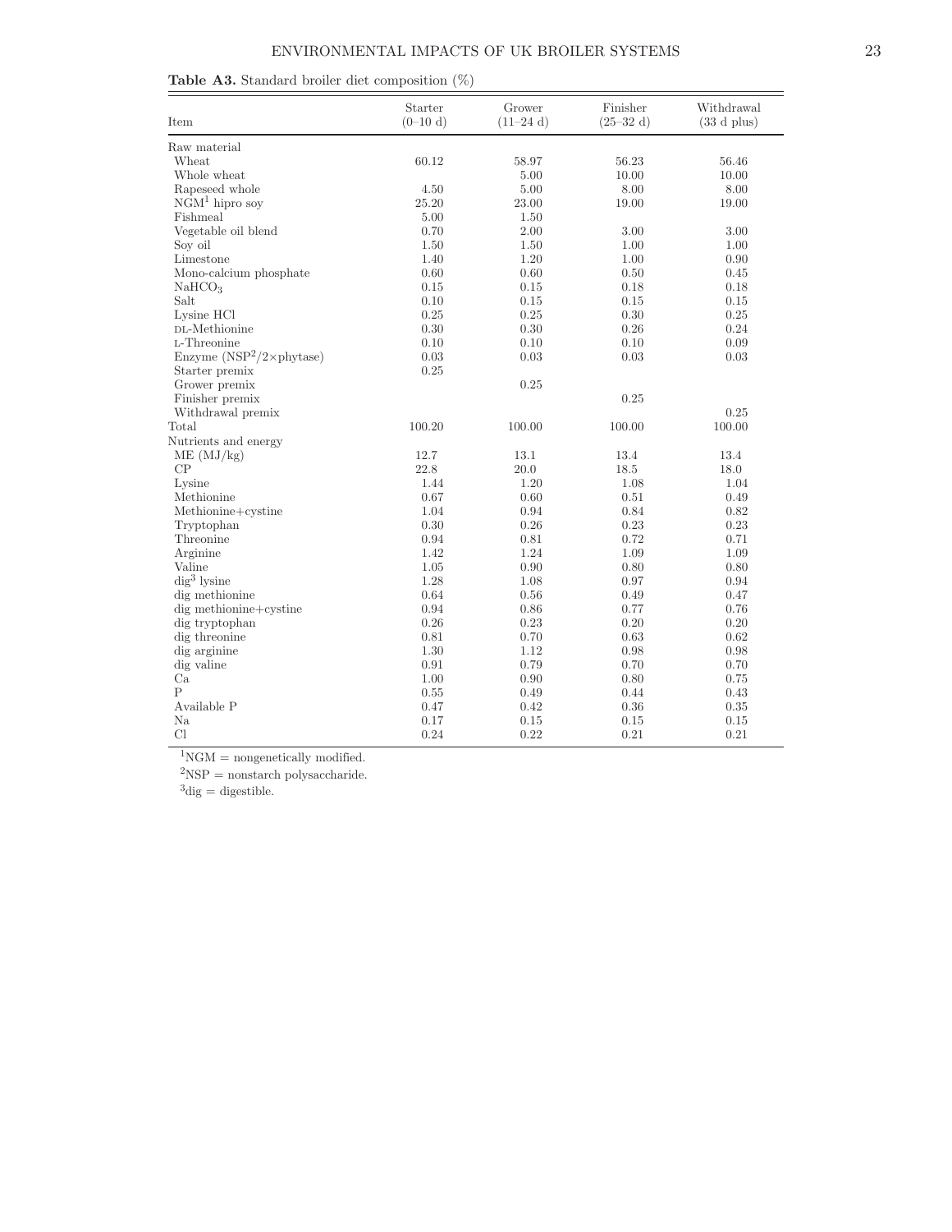**Table A3.** Standard broiler diet composition (%)

| Item | Starter (0–10 d) | Grower (11–24 d) | Finisher (25–32 d) | Withdrawal (33 d plus) |
|---|---|---|---|---|
| Raw material | | | | |
| Wheat | 60.12 | 58.97 | 56.23 | 56.46 |
| Whole wheat | | 5.00 | 10.00 | 10.00 |
| Rapeseed whole | 4.50 | 5.00 | 8.00 | 8.00 |
| NGM[1] hipro soy | 25.20 | 23.00 | 19.00 | 19.00 |
| Fishmeal | 5.00 | 1.50 | | |
| Vegetable oil blend | 0.70 | 2.00 | 3.00 | 3.00 |
| Soy oil | 1.50 | 1.50 | 1.00 | 1.00 |
| Limestone | 1.40 | 1.20 | 1.00 | 0.90 |
| Mono-calcium phosphate | 0.60 | 0.60 | 0.50 | 0.45 |
| $NaHCO_3$ | 0.15 | 0.15 | 0.18 | 0.18 |
| Salt | 0.10 | 0.15 | 0.15 | 0.15 |
| Lysine HCl | 0.25 | 0.25 | 0.30 | 0.25 |
| DL-Methionine | 0.30 | 0.30 | 0.26 | 0.24 |
| L-Threonine | 0.10 | 0.10 | 0.10 | 0.09 |
| Enzyme (NSP[2]/2×phytase) | 0.03 | 0.03 | 0.03 | 0.03 |
| Starter premix | 0.25 | | | |
| Grower premix | | 0.25 | | |
| Finisher premix | | | 0.25 | |
| Withdrawal premix | | | | 0.25 |
| Total | 100.20 | 100.00 | 100.00 | 100.00 |
| Nutrients and energy | | | | |
| ME (MJ/kg) | 12.7 | 13.1 | 13.4 | 13.4 |
| CP | 22.8 | 20.0 | 18.5 | 18.0 |
| Lysine | 1.44 | 1.20 | 1.08 | 1.04 |
| Methionine | 0.67 | 0.60 | 0.51 | 0.49 |
| Methionine+cystine | 1.04 | 0.94 | 0.84 | 0.82 |
| Tryptophan | 0.30 | 0.26 | 0.23 | 0.23 |
| Threonine | 0.94 | 0.81 | 0.72 | 0.71 |
| Arginine | 1.42 | 1.24 | 1.09 | 1.09 |
| Valine | 1.05 | 0.90 | 0.80 | 0.80 |
| dig[3] lysine | 1.28 | 1.08 | 0.97 | 0.94 |
| dig methionine | 0.64 | 0.56 | 0.49 | 0.47 |
| dig methionine+cystine | 0.94 | 0.86 | 0.77 | 0.76 |
| dig tryptophan | 0.26 | 0.23 | 0.20 | 0.20 |
| dig threonine | 0.81 | 0.70 | 0.63 | 0.62 |
| dig arginine | 1.30 | 1.12 | 0.98 | 0.98 |
| dig valine | 0.91 | 0.79 | 0.70 | 0.70 |
| Ca | 1.00 | 0.90 | 0.80 | 0.75 |
| P | 0.55 | 0.49 | 0.44 | 0.43 |
| Available P | 0.47 | 0.42 | 0.36 | 0.35 |
| Na | 0.17 | 0.15 | 0.15 | 0.15 |
| Cl | 0.24 | 0.22 | 0.21 | 0.21 |

[1]NGM = nongenetically modified.

[2]NSP = nonstarch polysaccharide.

[3]dig = digestible.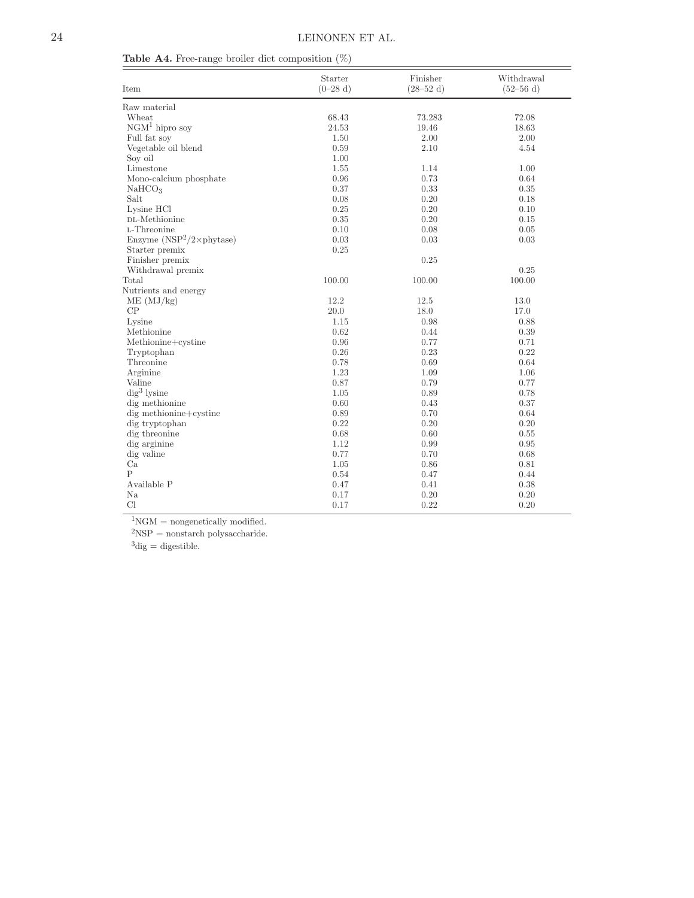**Table A4.** Free-range broiler diet composition (%)

| Item | Starter (0–28 d) | Finisher (28–52 d) | Withdrawal (52–56 d) |
|---|---|---|---|
| Raw material | | | |
| Wheat | 68.43 | 73.283 | 72.08 |
| NGM[1] hipro soy | 24.53 | 19.46 | 18.63 |
| Full fat soy | 1.50 | 2.00 | 2.00 |
| Vegetable oil blend | 0.59 | 2.10 | 4.54 |
| Soy oil | 1.00 | | |
| Limestone | 1.55 | 1.14 | 1.00 |
| Mono-calcium phosphate | 0.96 | 0.73 | 0.64 |
| $NaHCO_3$ | 0.37 | 0.33 | 0.35 |
| Salt | 0.08 | 0.20 | 0.18 |
| Lysine HCl | 0.25 | 0.20 | 0.10 |
| DL-Methionine | 0.35 | 0.20 | 0.15 |
| L-Threonine | 0.10 | 0.08 | 0.05 |
| Enzyme (NSP[2]/2×phytase) | 0.03 | 0.03 | 0.03 |
| Starter premix | 0.25 | | |
| Finisher premix | | 0.25 | |
| Withdrawal premix | | | 0.25 |
| Total | 100.00 | 100.00 | 100.00 |
| Nutrients and energy | | | |
| ME (MJ/kg) | 12.2 | 12.5 | 13.0 |
| CP | 20.0 | 18.0 | 17.0 |
| Lysine | 1.15 | 0.98 | 0.88 |
| Methionine | 0.62 | 0.44 | 0.39 |
| Methionine+cystine | 0.96 | 0.77 | 0.71 |
| Tryptophan | 0.26 | 0.23 | 0.22 |
| Threonine | 0.78 | 0.69 | 0.64 |
| Arginine | 1.23 | 1.09 | 1.06 |
| Valine | 0.87 | 0.79 | 0.77 |
| dig[3] lysine | 1.05 | 0.89 | 0.78 |
| dig methionine | 0.60 | 0.43 | 0.37 |
| dig methionine+cystine | 0.89 | 0.70 | 0.64 |
| dig tryptophan | 0.22 | 0.20 | 0.20 |
| dig threonine | 0.68 | 0.60 | 0.55 |
| dig arginine | 1.12 | 0.99 | 0.95 |
| dig valine | 0.77 | 0.70 | 0.68 |
| Ca | 1.05 | 0.86 | 0.81 |
| P | 0.54 | 0.47 | 0.44 |
| Available P | 0.47 | 0.41 | 0.38 |
| Na | 0.17 | 0.20 | 0.20 |
| Cl | 0.17 | 0.22 | 0.20 |

[1]NGM = nongenetically modified.

[2]NSP = nonstarch polysaccharide.

[3]dig = digestible.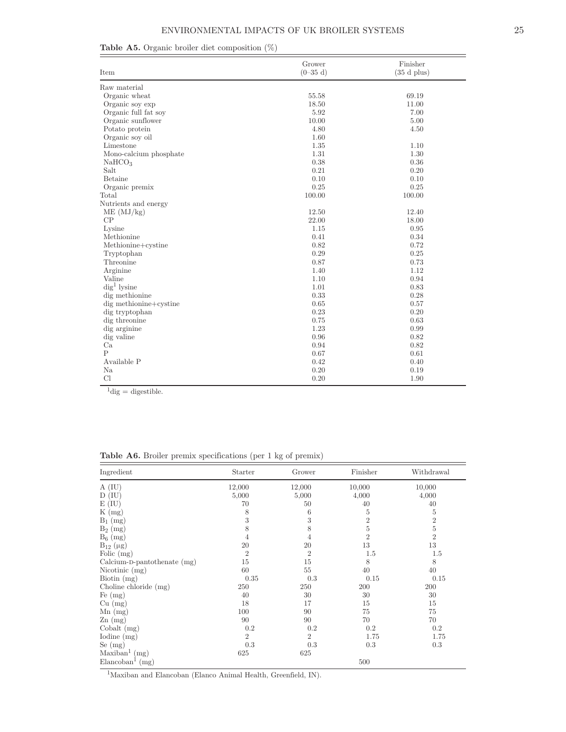**Table A5.** Organic broiler diet composition (%)

| Item | Grower (0–35 d) | Finisher (35 d plus) |
|---|---|---|
| Raw material | | |
| Organic wheat | 55.58 | 69.19 |
| Organic soy exp | 18.50 | 11.00 |
| Organic full fat soy | 5.92 | 7.00 |
| Organic sunflower | 10.00 | 5.00 |
| Potato protein | 4.80 | 4.50 |
| Organic soy oil | 1.60 | |
| Limestone | 1.35 | 1.10 |
| Mono-calcium phosphate | 1.31 | 1.30 |
| $NaHCO_3$ | 0.38 | 0.36 |
| Salt | 0.21 | 0.20 |
| Betaine | 0.10 | 0.10 |
| Organic premix | 0.25 | 0.25 |
| Total | 100.00 | 100.00 |
| Nutrients and energy | | |
| ME (MJ/kg) | 12.50 | 12.40 |
| CP | 22.00 | 18.00 |
| Lysine | 1.15 | 0.95 |
| Methionine | 0.41 | 0.34 |
| Methionine+cystine | 0.82 | 0.72 |
| Tryptophan | 0.29 | 0.25 |
| Threonine | 0.87 | 0.73 |
| Arginine | 1.40 | 1.12 |
| Valine | 1.10 | 0.94 |
| dig[1] lysine | 1.01 | 0.83 |
| dig methionine | 0.33 | 0.28 |
| dig methionine+cystine | 0.65 | 0.57 |
| dig tryptophan | 0.23 | 0.20 |
| dig threonine | 0.75 | 0.63 |
| dig arginine | 1.23 | 0.99 |
| dig valine | 0.96 | 0.82 |
| Ca | 0.94 | 0.82 |
| P | 0.67 | 0.61 |
| Available P | 0.42 | 0.40 |
| Na | 0.20 | 0.19 |
| Cl | 0.20 | 1.90 |

[1]dig = digestible.

**Table A6.** Broiler premix specifications (per 1 kg of premix)

| Ingredient | Starter | Grower | Finisher | Withdrawal |
|---|---|---|---|---|
| A (IU) | 12,000 | 12,000 | 10,000 | 10,000 |
| D (IU) | 5,000 | 5,000 | 4,000 | 4,000 |
| E (IU) | 70 | 50 | 40 | 40 |
| K (mg) | 8 | 6 | 5 | 5 |
| $B_1$ (mg) | 3 | 3 | 2 | 2 |
| $B_2$ (mg) | 8 | 8 | 5 | 5 |
| $B_6$ (mg) | 4 | 4 | 2 | 2 |
| $B_{12}$ (μg) | 20 | 20 | 13 | 13 |
| Folic (mg) | 2 | 2 | 1.5 | 1.5 |
| Calcium-D-pantothenate (mg) | 15 | 15 | 8 | 8 |
| Nicotinic (mg) | 60 | 55 | 40 | 40 |
| Biotin (mg) | 0.35 | 0.3 | 0.15 | 0.15 |
| Choline chloride (mg) | 250 | 250 | 200 | 200 |
| Fe (mg) | 40 | 30 | 30 | 30 |
| Cu (mg) | 18 | 17 | 15 | 15 |
| Mn (mg) | 100 | 90 | 75 | 75 |
| Zn (mg) | 90 | 90 | 70 | 70 |
| Cobalt (mg) | 0.2 | 0.2 | 0.2 | 0.2 |
| Iodine (mg) | 2 | 2 | 1.75 | 1.75 |
| Se (mg) | 0.3 | 0.3 | 0.3 | 0.3 |
| Maxiban[1] (mg) | 625 | 625 | | |
| Elancoban[1] (mg) | | | 500 | |

[1]Maxiban and Elancoban (Elanco Animal Health, Greenfield, IN).